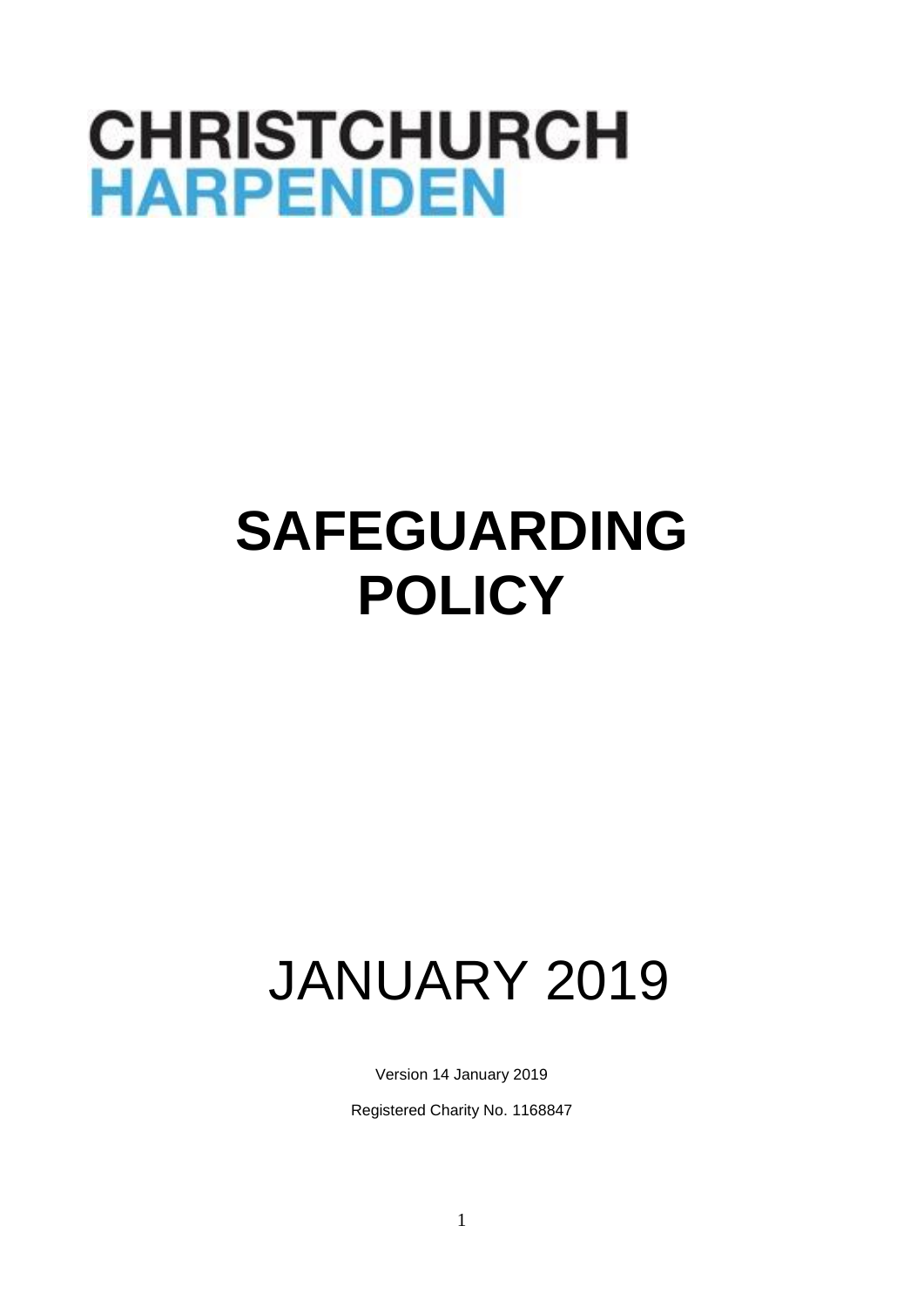CHRISTCHURCH
HARPENDEN

# SAFEGUARDING POLICY

# JANUARY 2019

Version 14 January 2019

Registered Charity No. 1168847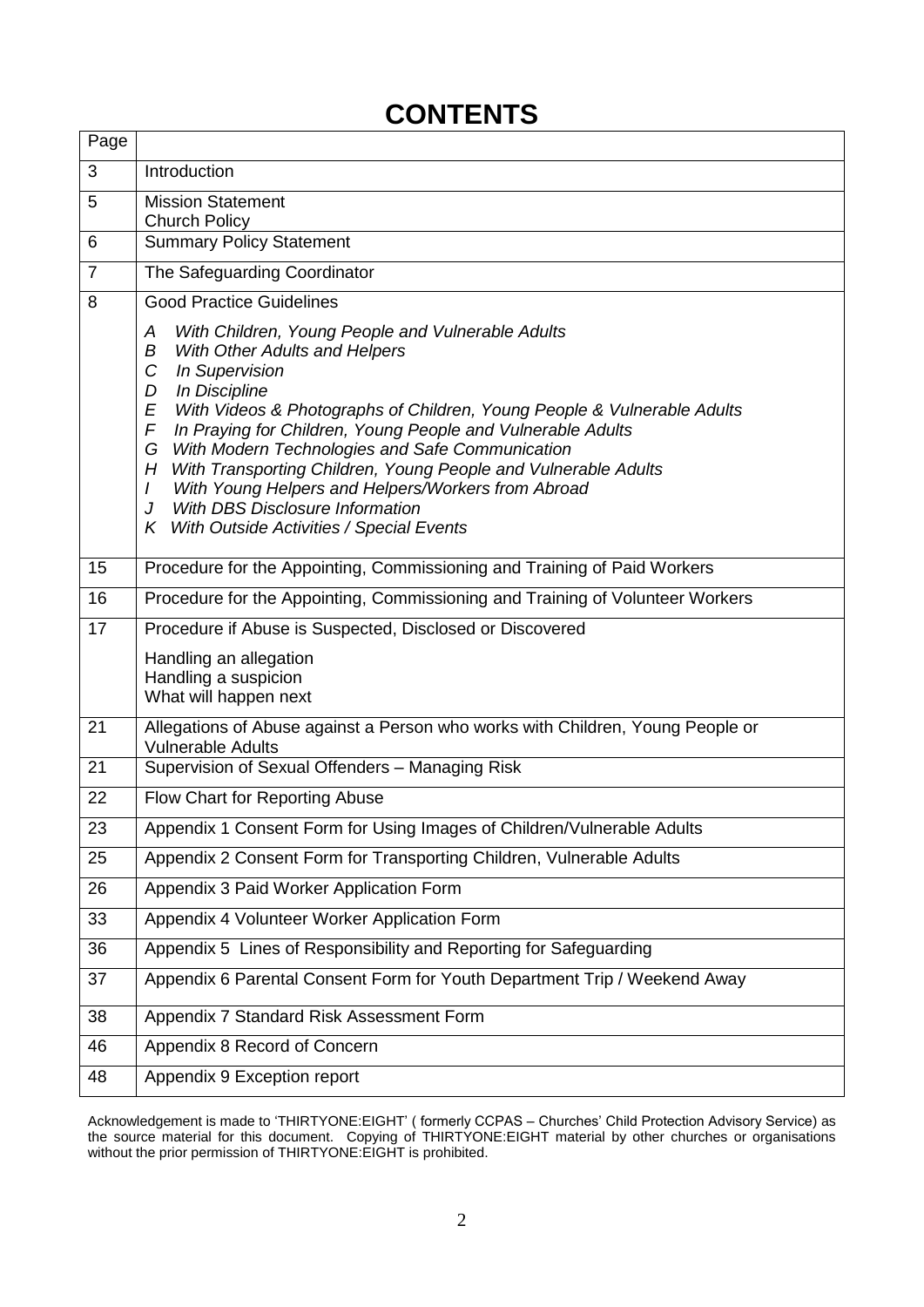# CONTENTS

| Page | |
|---|---|
| 3 | Introduction |
| 5 | Mission Statement<br>Church Policy |
| 6 | Summary Policy Statement |
| 7 | The Safeguarding Coordinator |
| 8 | Good Practice Guidelines<br><br>*A With Children, Young People and Vulnerable Adults*<br>*B With Other Adults and Helpers*<br>*C In Supervision*<br>*D In Discipline*<br>*E With Videos & Photographs of Children, Young People & Vulnerable Adults*<br>*F In Praying for Children, Young People and Vulnerable Adults*<br>*G With Modern Technologies and Safe Communication*<br>*H With Transporting Children, Young People and Vulnerable Adults*<br>*I With Young Helpers and Helpers/Workers from Abroad*<br>*J With DBS Disclosure Information*<br>*K With Outside Activities / Special Events* |
| 15 | Procedure for the Appointing, Commissioning and Training of Paid Workers |
| 16 | Procedure for the Appointing, Commissioning and Training of Volunteer Workers |
| 17 | Procedure if Abuse is Suspected, Disclosed or Discovered<br><br>Handling an allegation<br>Handling a suspicion<br>What will happen next |
| 21 | Allegations of Abuse against a Person who works with Children, Young People or Vulnerable Adults |
| 21 | Supervision of Sexual Offenders – Managing Risk |
| 22 | Flow Chart for Reporting Abuse |
| 23 | Appendix 1 Consent Form for Using Images of Children/Vulnerable Adults |
| 25 | Appendix 2 Consent Form for Transporting Children, Vulnerable Adults |
| 26 | Appendix 3 Paid Worker Application Form |
| 33 | Appendix 4 Volunteer Worker Application Form |
| 36 | Appendix 5 Lines of Responsibility and Reporting for Safeguarding |
| 37 | Appendix 6 Parental Consent Form for Youth Department Trip / Weekend Away |
| 38 | Appendix 7 Standard Risk Assessment Form |
| 46 | Appendix 8 Record of Concern |
| 48 | Appendix 9 Exception report |

Acknowledgement is made to 'THIRTYONE:EIGHT' ( formerly CCPAS – Churches' Child Protection Advisory Service) as the source material for this document. Copying of THIRTYONE:EIGHT material by other churches or organisations without the prior permission of THIRTYONE:EIGHT is prohibited.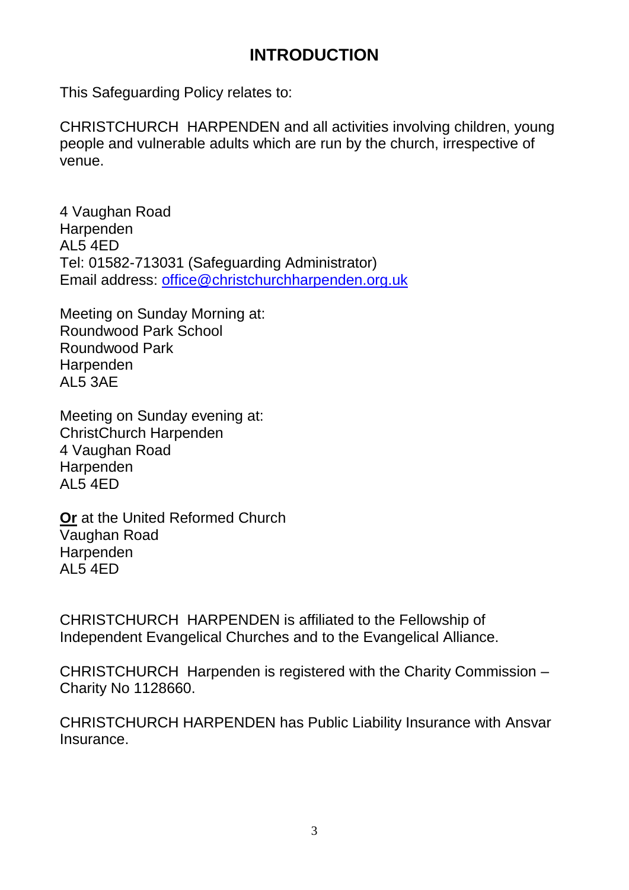# INTRODUCTION

This Safeguarding Policy relates to:

CHRISTCHURCH  HARPENDEN and all activities involving children, young people and vulnerable adults which are run by the church, irrespective of venue.

4 Vaughan Road  
Harpenden  
AL5 4ED  
Tel: 01582-713031 (Safeguarding Administrator)  
Email address: office@christchurchharpenden.org.uk

Meeting on Sunday Morning at:  
Roundwood Park School  
Roundwood Park  
Harpenden  
AL5 3AE

Meeting on Sunday evening at:  
ChristChurch Harpenden  
4 Vaughan Road  
Harpenden  
AL5 4ED

**Or** at the United Reformed Church  
Vaughan Road  
Harpenden  
AL5 4ED

CHRISTCHURCH  HARPENDEN is affiliated to the Fellowship of Independent Evangelical Churches and to the Evangelical Alliance.

CHRISTCHURCH  Harpenden is registered with the Charity Commission – Charity No 1128660.

CHRISTCHURCH HARPENDEN has Public Liability Insurance with Ansvar Insurance.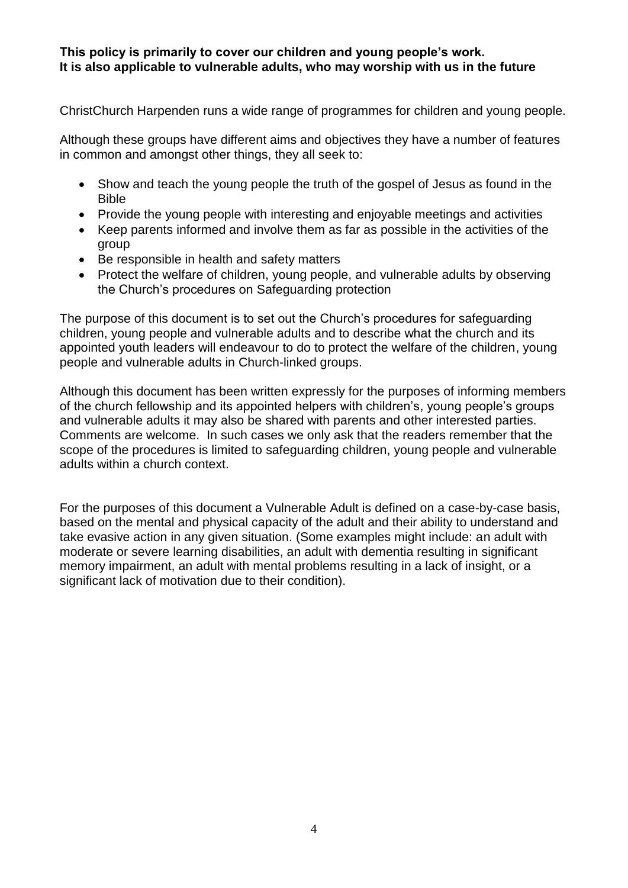**This policy is primarily to cover our children and young people's work.**
**It is also applicable to vulnerable adults, who may worship with us in the future**

ChristChurch Harpenden runs a wide range of programmes for children and young people.

Although these groups have different aims and objectives they have a number of features in common and amongst other things, they all seek to:

- Show and teach the young people the truth of the gospel of Jesus as found in the Bible
- Provide the young people with interesting and enjoyable meetings and activities
- Keep parents informed and involve them as far as possible in the activities of the group
- Be responsible in health and safety matters
- Protect the welfare of children, young people, and vulnerable adults by observing the Church's procedures on Safeguarding protection

The purpose of this document is to set out the Church's procedures for safeguarding children, young people and vulnerable adults and to describe what the church and its appointed youth leaders will endeavour to do to protect the welfare of the children, young people and vulnerable adults in Church-linked groups.

Although this document has been written expressly for the purposes of informing members of the church fellowship and its appointed helpers with children's, young people's groups and vulnerable adults it may also be shared with parents and other interested parties. Comments are welcome. In such cases we only ask that the readers remember that the scope of the procedures is limited to safeguarding children, young people and vulnerable adults within a church context.

For the purposes of this document a Vulnerable Adult is defined on a case-by-case basis, based on the mental and physical capacity of the adult and their ability to understand and take evasive action in any given situation. (Some examples might include: an adult with moderate or severe learning disabilities, an adult with dementia resulting in significant memory impairment, an adult with mental problems resulting in a lack of insight, or a significant lack of motivation due to their condition).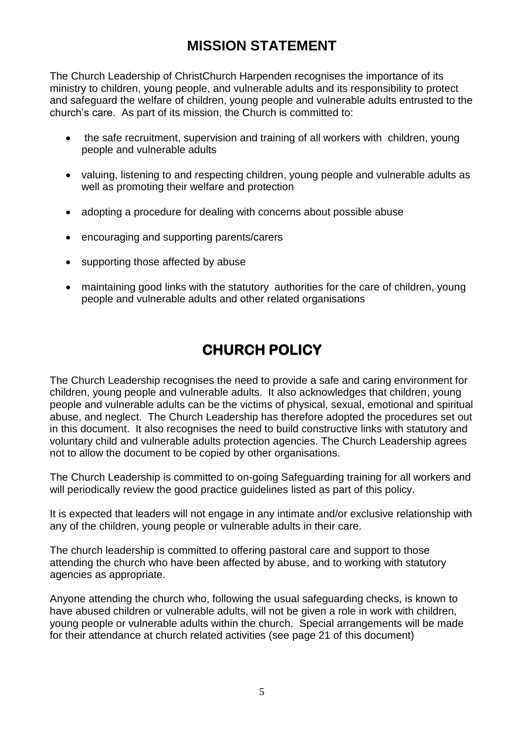# MISSION STATEMENT

The Church Leadership of ChristChurch Harpenden recognises the importance of its ministry to children, young people, and vulnerable adults and its responsibility to protect and safeguard the welfare of children, young people and vulnerable adults entrusted to the church's care. As part of its mission, the Church is committed to:

- the safe recruitment, supervision and training of all workers with children, young people and vulnerable adults
- valuing, listening to and respecting children, young people and vulnerable adults as well as promoting their welfare and protection
- adopting a procedure for dealing with concerns about possible abuse
- encouraging and supporting parents/carers
- supporting those affected by abuse
- maintaining good links with the statutory authorities for the care of children, young people and vulnerable adults and other related organisations

# CHURCH POLICY

The Church Leadership recognises the need to provide a safe and caring environment for children, young people and vulnerable adults. It also acknowledges that children, young people and vulnerable adults can be the victims of physical, sexual, emotional and spiritual abuse, and neglect. The Church Leadership has therefore adopted the procedures set out in this document. It also recognises the need to build constructive links with statutory and voluntary child and vulnerable adults protection agencies. The Church Leadership agrees not to allow the document to be copied by other organisations.

The Church Leadership is committed to on-going Safeguarding training for all workers and will periodically review the good practice guidelines listed as part of this policy.

It is expected that leaders will not engage in any intimate and/or exclusive relationship with any of the children, young people or vulnerable adults in their care.

The church leadership is committed to offering pastoral care and support to those attending the church who have been affected by abuse, and to working with statutory agencies as appropriate.

Anyone attending the church who, following the usual safeguarding checks, is known to have abused children or vulnerable adults, will not be given a role in work with children, young people or vulnerable adults within the church. Special arrangements will be made for their attendance at church related activities (see page 21 of this document)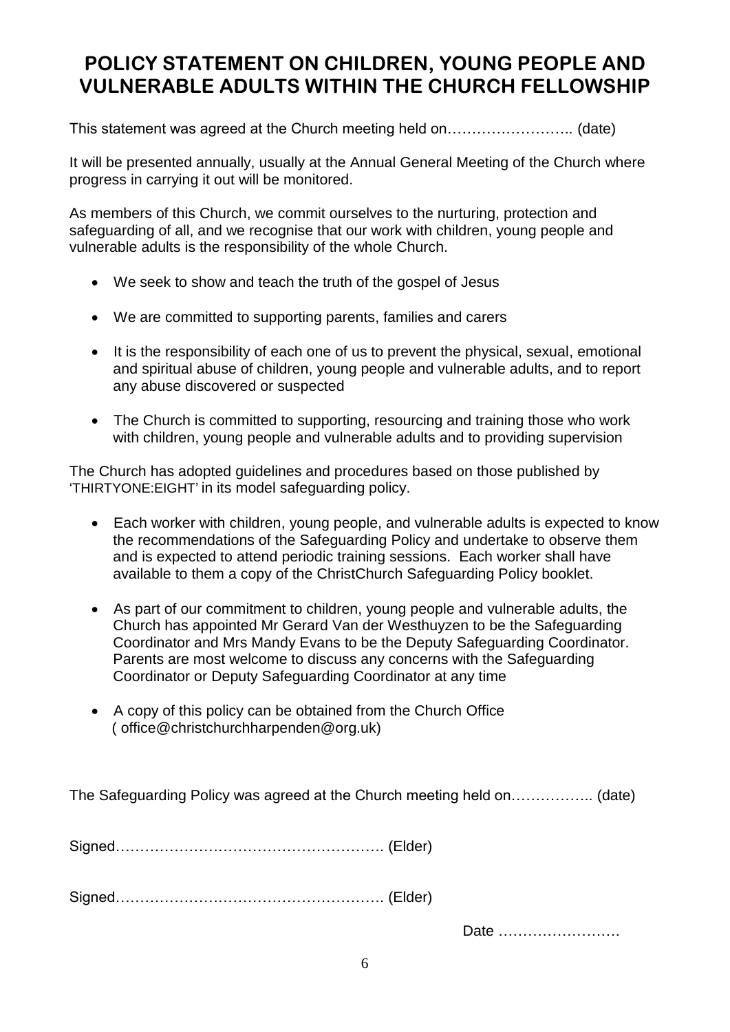# POLICY STATEMENT ON CHILDREN, YOUNG PEOPLE AND VULNERABLE ADULTS WITHIN THE CHURCH FELLOWSHIP

This statement was agreed at the Church meeting held on…………………….. (date)

It will be presented annually, usually at the Annual General Meeting of the Church where progress in carrying it out will be monitored.

As members of this Church, we commit ourselves to the nurturing, protection and safeguarding of all, and we recognise that our work with children, young people and vulnerable adults is the responsibility of the whole Church.

- We seek to show and teach the truth of the gospel of Jesus
- We are committed to supporting parents, families and carers
- It is the responsibility of each one of us to prevent the physical, sexual, emotional and spiritual abuse of children, young people and vulnerable adults, and to report any abuse discovered or suspected
- The Church is committed to supporting, resourcing and training those who work with children, young people and vulnerable adults and to providing supervision

The Church has adopted guidelines and procedures based on those published by 'THIRTYONE:EIGHT' in its model safeguarding policy.

- Each worker with children, young people, and vulnerable adults is expected to know the recommendations of the Safeguarding Policy and undertake to observe them and is expected to attend periodic training sessions. Each worker shall have available to them a copy of the ChristChurch Safeguarding Policy booklet.
- As part of our commitment to children, young people and vulnerable adults, the Church has appointed Mr Gerard Van der Westhuyzen to be the Safeguarding Coordinator and Mrs Mandy Evans to be the Deputy Safeguarding Coordinator. Parents are most welcome to discuss any concerns with the Safeguarding Coordinator or Deputy Safeguarding Coordinator at any time
- A copy of this policy can be obtained from the Church Office ( office@christchurchharpenden@org.uk)

The Safeguarding Policy was agreed at the Church meeting held on…………….. (date)

Signed………………………………………………. (Elder)

Signed………………………………………………. (Elder)

Date ……………………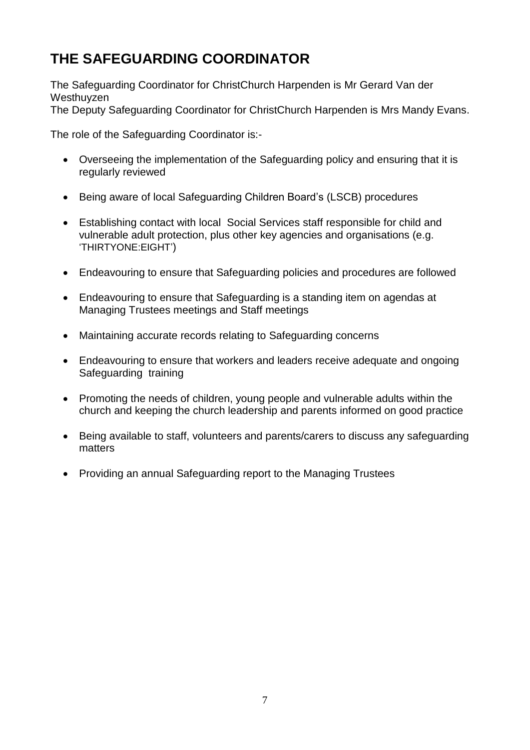# THE SAFEGUARDING COORDINATOR

The Safeguarding Coordinator for ChristChurch Harpenden is Mr Gerard Van der Westhuyzen
The Deputy Safeguarding Coordinator for ChristChurch Harpenden is Mrs Mandy Evans.

The role of the Safeguarding Coordinator is:-

- Overseeing the implementation of the Safeguarding policy and ensuring that it is regularly reviewed
- Being aware of local Safeguarding Children Board's (LSCB) procedures
- Establishing contact with local Social Services staff responsible for child and vulnerable adult protection, plus other key agencies and organisations (e.g. 'THIRTYONE:EIGHT')
- Endeavouring to ensure that Safeguarding policies and procedures are followed
- Endeavouring to ensure that Safeguarding is a standing item on agendas at Managing Trustees meetings and Staff meetings
- Maintaining accurate records relating to Safeguarding concerns
- Endeavouring to ensure that workers and leaders receive adequate and ongoing Safeguarding training
- Promoting the needs of children, young people and vulnerable adults within the church and keeping the church leadership and parents informed on good practice
- Being available to staff, volunteers and parents/carers to discuss any safeguarding matters
- Providing an annual Safeguarding report to the Managing Trustees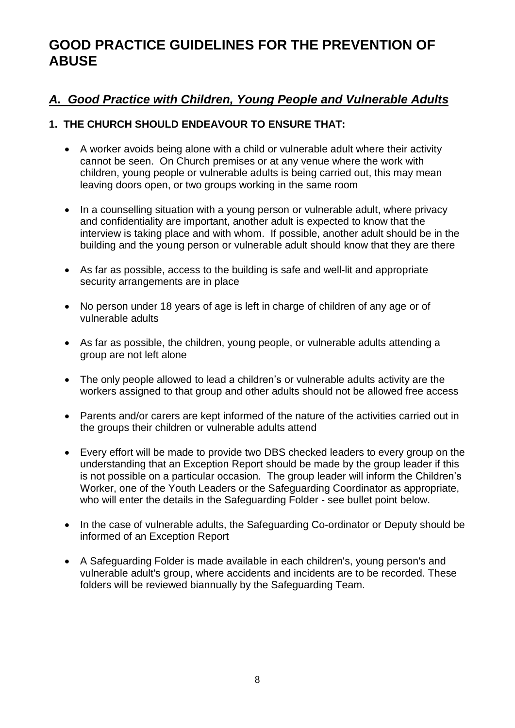# GOOD PRACTICE GUIDELINES FOR THE PREVENTION OF ABUSE

## *A. Good Practice with Children, Young People and Vulnerable Adults*

### 1. THE CHURCH SHOULD ENDEAVOUR TO ENSURE THAT:

- A worker avoids being alone with a child or vulnerable adult where their activity cannot be seen. On Church premises or at any venue where the work with children, young people or vulnerable adults is being carried out, this may mean leaving doors open, or two groups working in the same room
- In a counselling situation with a young person or vulnerable adult, where privacy and confidentiality are important, another adult is expected to know that the interview is taking place and with whom. If possible, another adult should be in the building and the young person or vulnerable adult should know that they are there
- As far as possible, access to the building is safe and well-lit and appropriate security arrangements are in place
- No person under 18 years of age is left in charge of children of any age or of vulnerable adults
- As far as possible, the children, young people, or vulnerable adults attending a group are not left alone
- The only people allowed to lead a children's or vulnerable adults activity are the workers assigned to that group and other adults should not be allowed free access
- Parents and/or carers are kept informed of the nature of the activities carried out in the groups their children or vulnerable adults attend
- Every effort will be made to provide two DBS checked leaders to every group on the understanding that an Exception Report should be made by the group leader if this is not possible on a particular occasion. The group leader will inform the Children's Worker, one of the Youth Leaders or the Safeguarding Coordinator as appropriate, who will enter the details in the Safeguarding Folder - see bullet point below.
- In the case of vulnerable adults, the Safeguarding Co-ordinator or Deputy should be informed of an Exception Report
- A Safeguarding Folder is made available in each children's, young person's and vulnerable adult's group, where accidents and incidents are to be recorded. These folders will be reviewed biannually by the Safeguarding Team.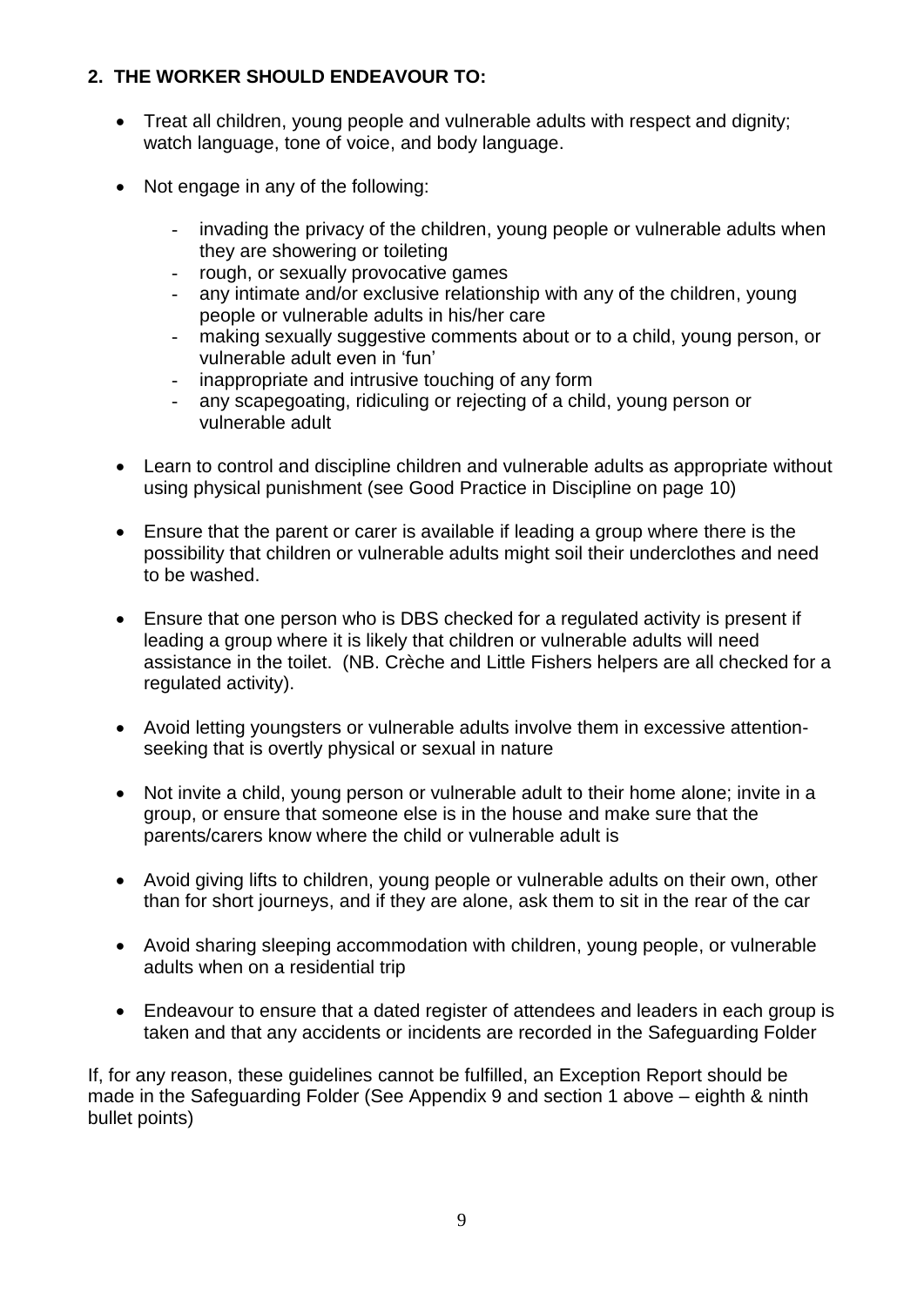## 2. THE WORKER SHOULD ENDEAVOUR TO:

- Treat all children, young people and vulnerable adults with respect and dignity; watch language, tone of voice, and body language.
- Not engage in any of the following:
  - invading the privacy of the children, young people or vulnerable adults when they are showering or toileting
  - rough, or sexually provocative games
  - any intimate and/or exclusive relationship with any of the children, young people or vulnerable adults in his/her care
  - making sexually suggestive comments about or to a child, young person, or vulnerable adult even in 'fun'
  - inappropriate and intrusive touching of any form
  - any scapegoating, ridiculing or rejecting of a child, young person or vulnerable adult
- Learn to control and discipline children and vulnerable adults as appropriate without using physical punishment (see Good Practice in Discipline on page 10)
- Ensure that the parent or carer is available if leading a group where there is the possibility that children or vulnerable adults might soil their underclothes and need to be washed.
- Ensure that one person who is DBS checked for a regulated activity is present if leading a group where it is likely that children or vulnerable adults will need assistance in the toilet. (NB. Crèche and Little Fishers helpers are all checked for a regulated activity).
- Avoid letting youngsters or vulnerable adults involve them in excessive attention-seeking that is overtly physical or sexual in nature
- Not invite a child, young person or vulnerable adult to their home alone; invite in a group, or ensure that someone else is in the house and make sure that the parents/carers know where the child or vulnerable adult is
- Avoid giving lifts to children, young people or vulnerable adults on their own, other than for short journeys, and if they are alone, ask them to sit in the rear of the car
- Avoid sharing sleeping accommodation with children, young people, or vulnerable adults when on a residential trip
- Endeavour to ensure that a dated register of attendees and leaders in each group is taken and that any accidents or incidents are recorded in the Safeguarding Folder

If, for any reason, these guidelines cannot be fulfilled, an Exception Report should be made in the Safeguarding Folder (See Appendix 9 and section 1 above – eighth & ninth bullet points)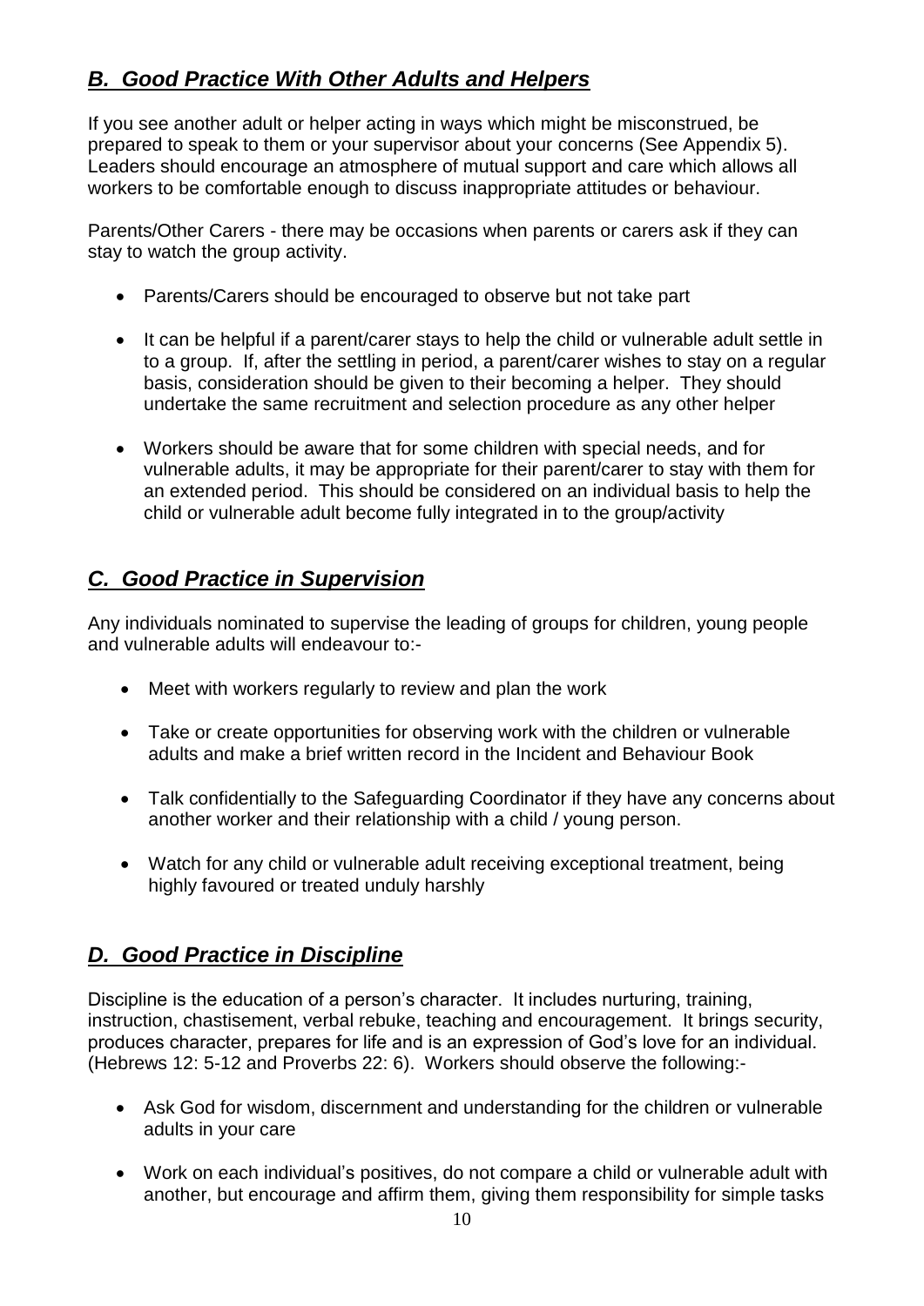## *B. Good Practice With Other Adults and Helpers*

If you see another adult or helper acting in ways which might be misconstrued, be prepared to speak to them or your supervisor about your concerns (See Appendix 5). Leaders should encourage an atmosphere of mutual support and care which allows all workers to be comfortable enough to discuss inappropriate attitudes or behaviour.

Parents/Other Carers - there may be occasions when parents or carers ask if they can stay to watch the group activity.

- Parents/Carers should be encouraged to observe but not take part
- It can be helpful if a parent/carer stays to help the child or vulnerable adult settle in to a group. If, after the settling in period, a parent/carer wishes to stay on a regular basis, consideration should be given to their becoming a helper. They should undertake the same recruitment and selection procedure as any other helper
- Workers should be aware that for some children with special needs, and for vulnerable adults, it may be appropriate for their parent/carer to stay with them for an extended period. This should be considered on an individual basis to help the child or vulnerable adult become fully integrated in to the group/activity

## *C. Good Practice in Supervision*

Any individuals nominated to supervise the leading of groups for children, young people and vulnerable adults will endeavour to:-

- Meet with workers regularly to review and plan the work
- Take or create opportunities for observing work with the children or vulnerable adults and make a brief written record in the Incident and Behaviour Book
- Talk confidentially to the Safeguarding Coordinator if they have any concerns about another worker and their relationship with a child / young person.
- Watch for any child or vulnerable adult receiving exceptional treatment, being highly favoured or treated unduly harshly

## *D. Good Practice in Discipline*

Discipline is the education of a person's character. It includes nurturing, training, instruction, chastisement, verbal rebuke, teaching and encouragement. It brings security, produces character, prepares for life and is an expression of God's love for an individual. (Hebrews 12: 5-12 and Proverbs 22: 6). Workers should observe the following:-

- Ask God for wisdom, discernment and understanding for the children or vulnerable adults in your care
- Work on each individual's positives, do not compare a child or vulnerable adult with another, but encourage and affirm them, giving them responsibility for simple tasks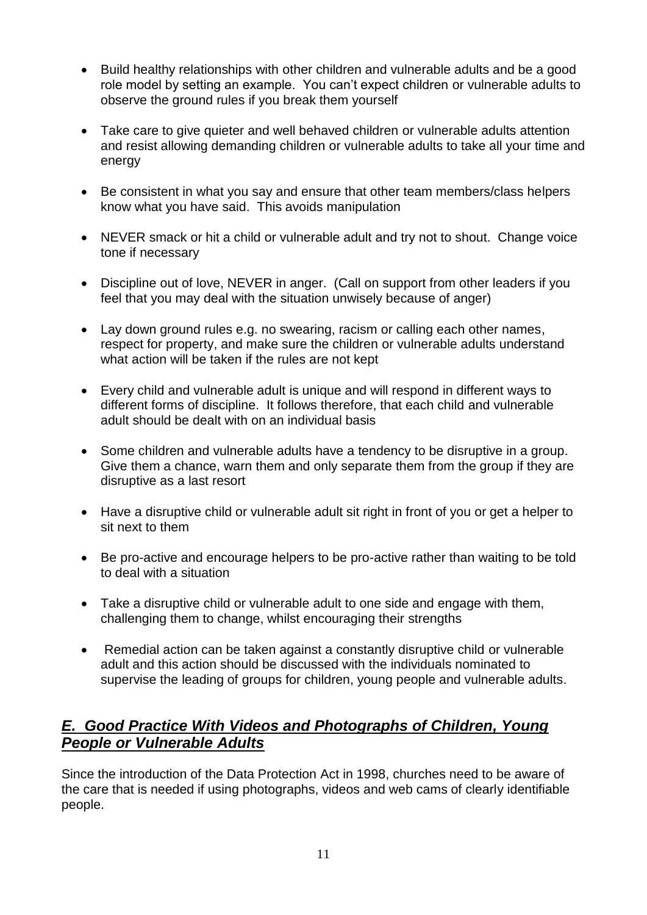- Build healthy relationships with other children and vulnerable adults and be a good role model by setting an example. You can't expect children or vulnerable adults to observe the ground rules if you break them yourself

- Take care to give quieter and well behaved children or vulnerable adults attention and resist allowing demanding children or vulnerable adults to take all your time and energy

- Be consistent in what you say and ensure that other team members/class helpers know what you have said. This avoids manipulation

- NEVER smack or hit a child or vulnerable adult and try not to shout. Change voice tone if necessary

- Discipline out of love, NEVER in anger. (Call on support from other leaders if you feel that you may deal with the situation unwisely because of anger)

- Lay down ground rules e.g. no swearing, racism or calling each other names, respect for property, and make sure the children or vulnerable adults understand what action will be taken if the rules are not kept

- Every child and vulnerable adult is unique and will respond in different ways to different forms of discipline. It follows therefore, that each child and vulnerable adult should be dealt with on an individual basis

- Some children and vulnerable adults have a tendency to be disruptive in a group. Give them a chance, warn them and only separate them from the group if they are disruptive as a last resort

- Have a disruptive child or vulnerable adult sit right in front of you or get a helper to sit next to them

- Be pro-active and encourage helpers to be pro-active rather than waiting to be told to deal with a situation

- Take a disruptive child or vulnerable adult to one side and engage with them, challenging them to change, whilst encouraging their strengths

- Remedial action can be taken against a constantly disruptive child or vulnerable adult and this action should be discussed with the individuals nominated to supervise the leading of groups for children, young people and vulnerable adults.

## ***E. Good Practice With Videos and Photographs of Children, Young People or Vulnerable Adults***

Since the introduction of the Data Protection Act in 1998, churches need to be aware of the care that is needed if using photographs, videos and web cams of clearly identifiable people.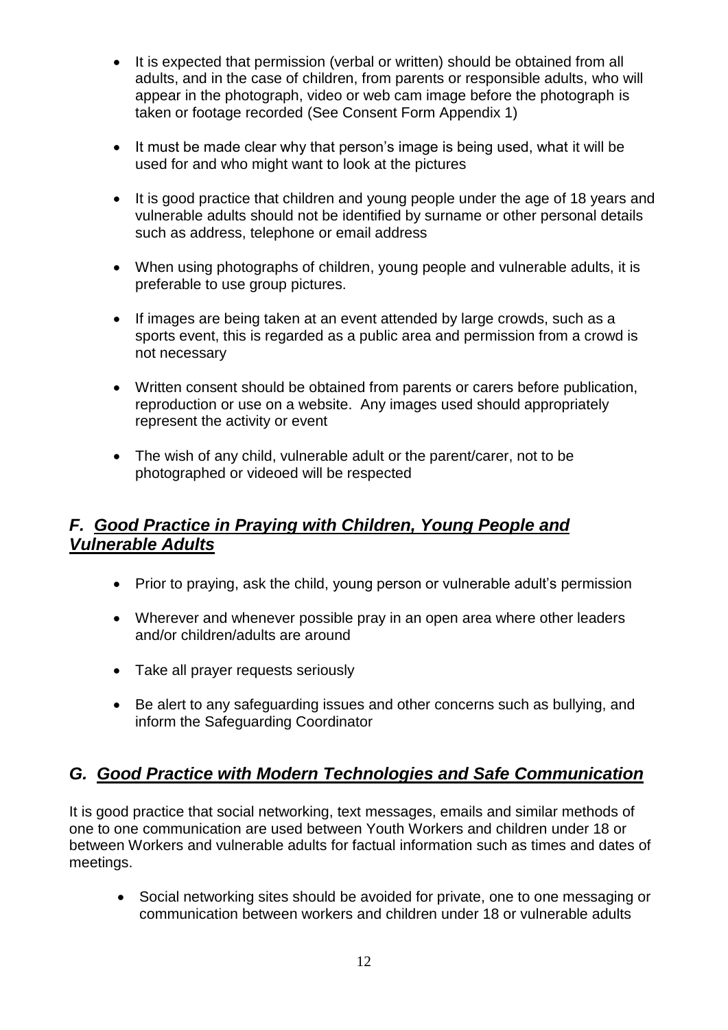- It is expected that permission (verbal or written) should be obtained from all adults, and in the case of children, from parents or responsible adults, who will appear in the photograph, video or web cam image before the photograph is taken or footage recorded (See Consent Form Appendix 1)

- It must be made clear why that person's image is being used, what it will be used for and who might want to look at the pictures

- It is good practice that children and young people under the age of 18 years and vulnerable adults should not be identified by surname or other personal details such as address, telephone or email address

- When using photographs of children, young people and vulnerable adults, it is preferable to use group pictures.

- If images are being taken at an event attended by large crowds, such as a sports event, this is regarded as a public area and permission from a crowd is not necessary

- Written consent should be obtained from parents or carers before publication, reproduction or use on a website. Any images used should appropriately represent the activity or event

- The wish of any child, vulnerable adult or the parent/carer, not to be photographed or videoed will be respected

## *F. Good Practice in Praying with Children, Young People and Vulnerable Adults*

- Prior to praying, ask the child, young person or vulnerable adult's permission

- Wherever and whenever possible pray in an open area where other leaders and/or children/adults are around

- Take all prayer requests seriously

- Be alert to any safeguarding issues and other concerns such as bullying, and inform the Safeguarding Coordinator

## *G. Good Practice with Modern Technologies and Safe Communication*

It is good practice that social networking, text messages, emails and similar methods of one to one communication are used between Youth Workers and children under 18 or between Workers and vulnerable adults for factual information such as times and dates of meetings.

- Social networking sites should be avoided for private, one to one messaging or communication between workers and children under 18 or vulnerable adults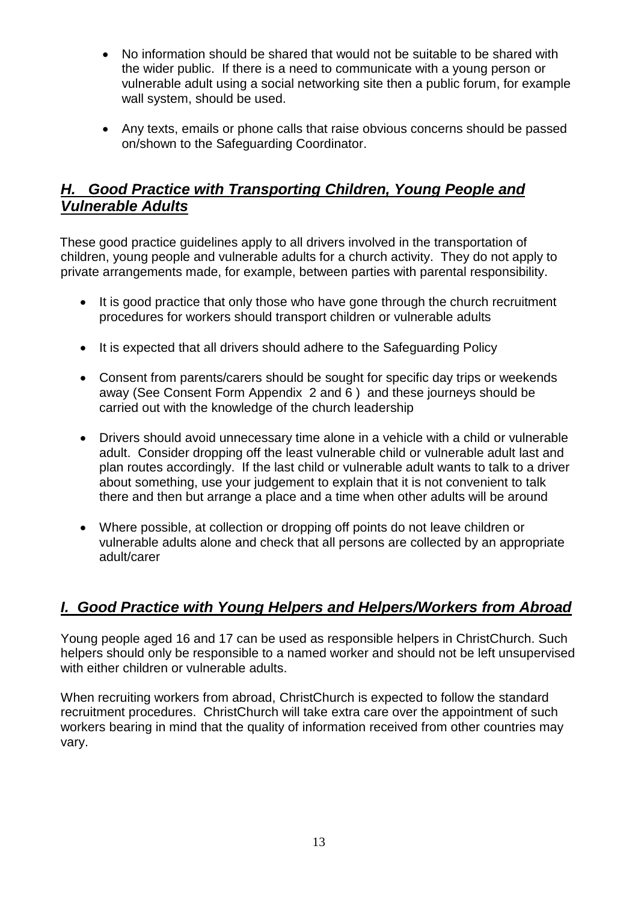- No information should be shared that would not be suitable to be shared with the wider public. If there is a need to communicate with a young person or vulnerable adult using a social networking site then a public forum, for example wall system, should be used.

- Any texts, emails or phone calls that raise obvious concerns should be passed on/shown to the Safeguarding Coordinator.

## ***H. Good Practice with Transporting Children, Young People and Vulnerable Adults***

These good practice guidelines apply to all drivers involved in the transportation of children, young people and vulnerable adults for a church activity. They do not apply to private arrangements made, for example, between parties with parental responsibility.

- It is good practice that only those who have gone through the church recruitment procedures for workers should transport children or vulnerable adults

- It is expected that all drivers should adhere to the Safeguarding Policy

- Consent from parents/carers should be sought for specific day trips or weekends away (See Consent Form Appendix 2 and 6 ) and these journeys should be carried out with the knowledge of the church leadership

- Drivers should avoid unnecessary time alone in a vehicle with a child or vulnerable adult. Consider dropping off the least vulnerable child or vulnerable adult last and plan routes accordingly. If the last child or vulnerable adult wants to talk to a driver about something, use your judgement to explain that it is not convenient to talk there and then but arrange a place and a time when other adults will be around

- Where possible, at collection or dropping off points do not leave children or vulnerable adults alone and check that all persons are collected by an appropriate adult/carer

## ***I. Good Practice with Young Helpers and Helpers/Workers from Abroad***

Young people aged 16 and 17 can be used as responsible helpers in ChristChurch. Such helpers should only be responsible to a named worker and should not be left unsupervised with either children or vulnerable adults.

When recruiting workers from abroad, ChristChurch is expected to follow the standard recruitment procedures. ChristChurch will take extra care over the appointment of such workers bearing in mind that the quality of information received from other countries may vary.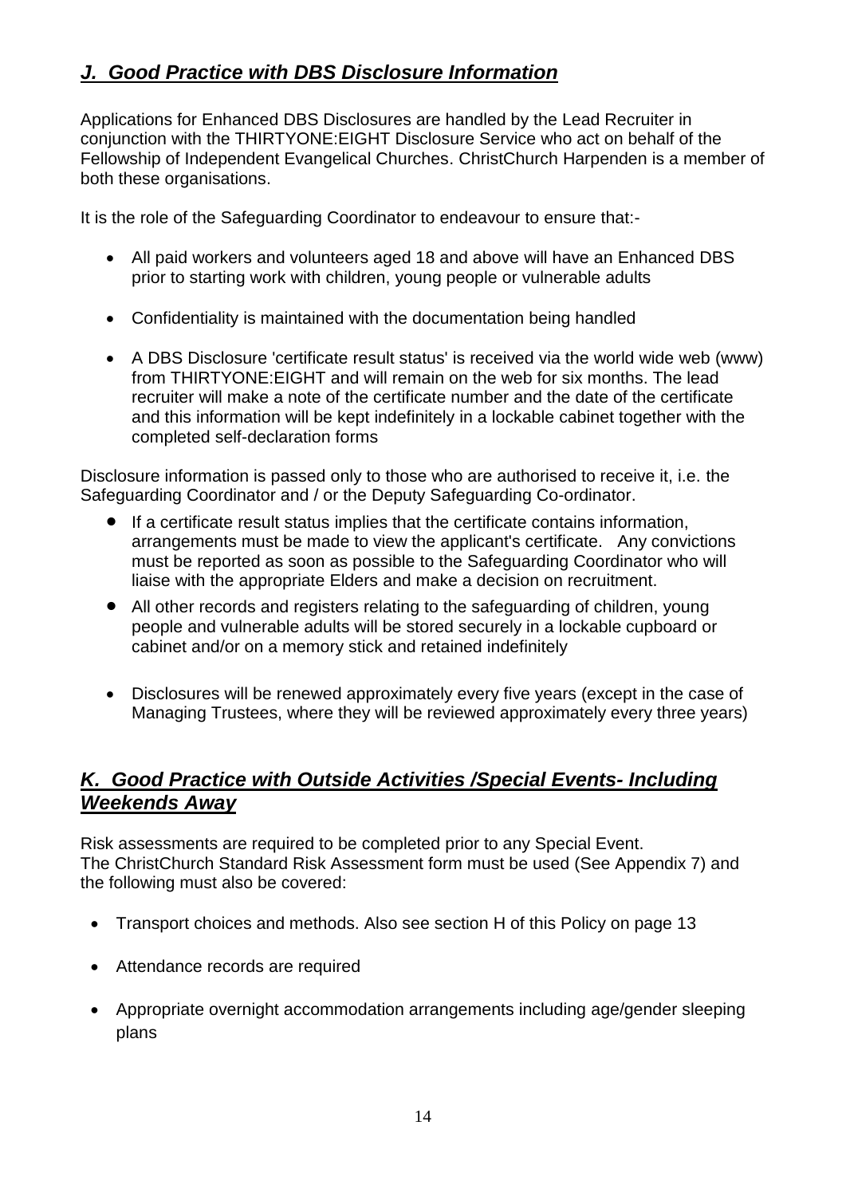## *J. Good Practice with DBS Disclosure Information*

Applications for Enhanced DBS Disclosures are handled by the Lead Recruiter in conjunction with the THIRTYONE:EIGHT Disclosure Service who act on behalf of the Fellowship of Independent Evangelical Churches. ChristChurch Harpenden is a member of both these organisations.

It is the role of the Safeguarding Coordinator to endeavour to ensure that:-

- All paid workers and volunteers aged 18 and above will have an Enhanced DBS prior to starting work with children, young people or vulnerable adults
- Confidentiality is maintained with the documentation being handled
- A DBS Disclosure 'certificate result status' is received via the world wide web (www) from THIRTYONE:EIGHT and will remain on the web for six months. The lead recruiter will make a note of the certificate number and the date of the certificate and this information will be kept indefinitely in a lockable cabinet together with the completed self-declaration forms

Disclosure information is passed only to those who are authorised to receive it, i.e. the Safeguarding Coordinator and / or the Deputy Safeguarding Co-ordinator.

- If a certificate result status implies that the certificate contains information, arrangements must be made to view the applicant's certificate. Any convictions must be reported as soon as possible to the Safeguarding Coordinator who will liaise with the appropriate Elders and make a decision on recruitment.
- All other records and registers relating to the safeguarding of children, young people and vulnerable adults will be stored securely in a lockable cupboard or cabinet and/or on a memory stick and retained indefinitely
- Disclosures will be renewed approximately every five years (except in the case of Managing Trustees, where they will be reviewed approximately every three years)

## ***K. Good Practice with Outside Activities /Special Events- Including Weekends Away***

Risk assessments are required to be completed prior to any Special Event.
The ChristChurch Standard Risk Assessment form must be used (See Appendix 7) and the following must also be covered:

- Transport choices and methods. Also see section H of this Policy on page 13
- Attendance records are required
- Appropriate overnight accommodation arrangements including age/gender sleeping plans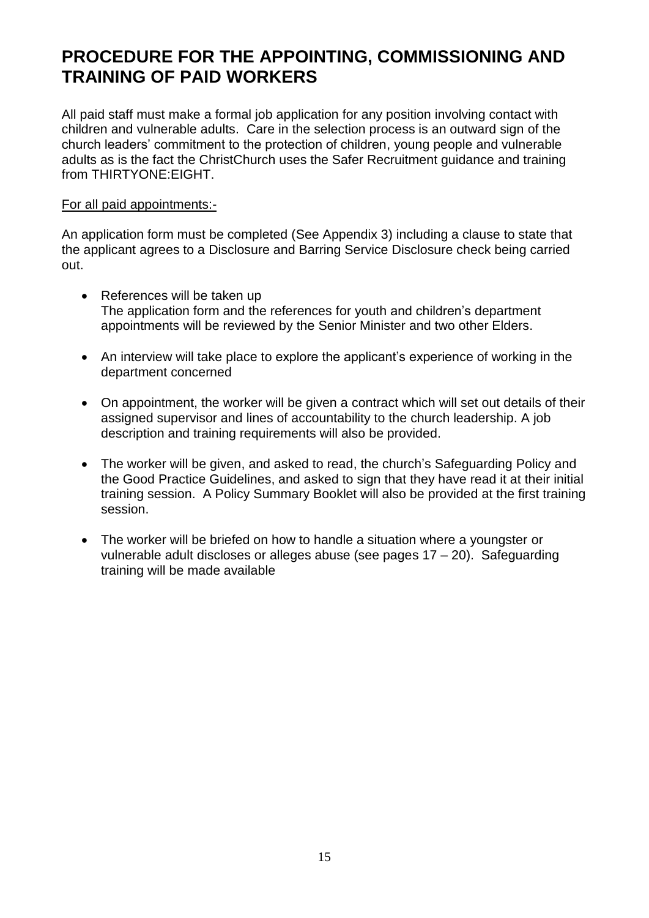# PROCEDURE FOR THE APPOINTING, COMMISSIONING AND TRAINING OF PAID WORKERS

All paid staff must make a formal job application for any position involving contact with children and vulnerable adults. Care in the selection process is an outward sign of the church leaders' commitment to the protection of children, young people and vulnerable adults as is the fact the ChristChurch uses the Safer Recruitment guidance and training from THIRTYONE:EIGHT.

<u>For all paid appointments:-</u>

An application form must be completed (See Appendix 3) including a clause to state that the applicant agrees to a Disclosure and Barring Service Disclosure check being carried out.

- References will be taken up
  The application form and the references for youth and children's department appointments will be reviewed by the Senior Minister and two other Elders.
- An interview will take place to explore the applicant's experience of working in the department concerned
- On appointment, the worker will be given a contract which will set out details of their assigned supervisor and lines of accountability to the church leadership. A job description and training requirements will also be provided.
- The worker will be given, and asked to read, the church's Safeguarding Policy and the Good Practice Guidelines, and asked to sign that they have read it at their initial training session. A Policy Summary Booklet will also be provided at the first training session.
- The worker will be briefed on how to handle a situation where a youngster or vulnerable adult discloses or alleges abuse (see pages 17 – 20). Safeguarding training will be made available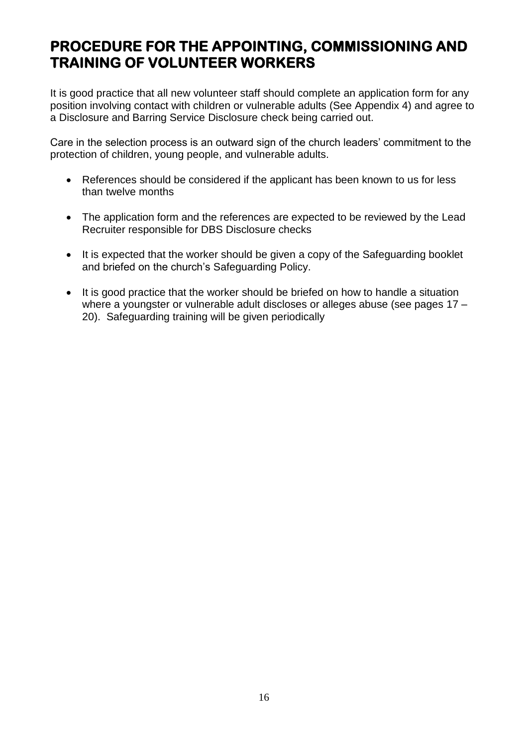# PROCEDURE FOR THE APPOINTING, COMMISSIONING AND TRAINING OF VOLUNTEER WORKERS

It is good practice that all new volunteer staff should complete an application form for any position involving contact with children or vulnerable adults (See Appendix 4) and agree to a Disclosure and Barring Service Disclosure check being carried out.

Care in the selection process is an outward sign of the church leaders' commitment to the protection of children, young people, and vulnerable adults.

- References should be considered if the applicant has been known to us for less than twelve months
- The application form and the references are expected to be reviewed by the Lead Recruiter responsible for DBS Disclosure checks
- It is expected that the worker should be given a copy of the Safeguarding booklet and briefed on the church's Safeguarding Policy.
- It is good practice that the worker should be briefed on how to handle a situation where a youngster or vulnerable adult discloses or alleges abuse (see pages 17 – 20). Safeguarding training will be given periodically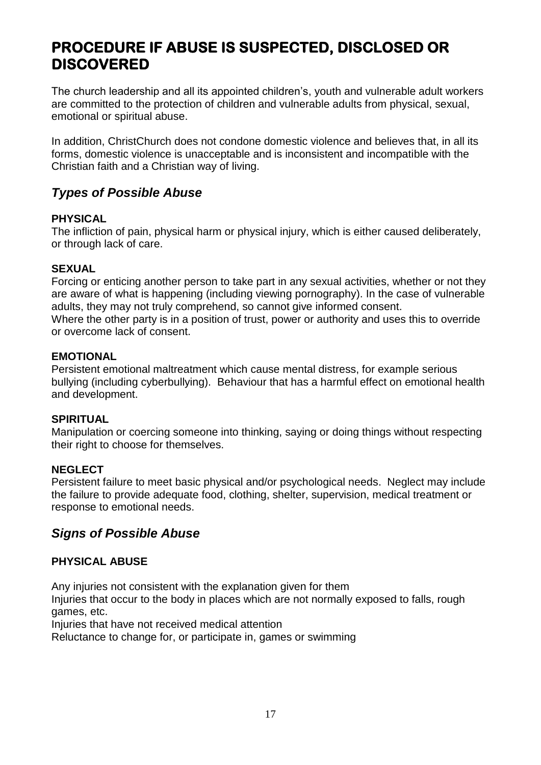# PROCEDURE IF ABUSE IS SUSPECTED, DISCLOSED OR DISCOVERED

The church leadership and all its appointed children's, youth and vulnerable adult workers are committed to the protection of children and vulnerable adults from physical, sexual, emotional or spiritual abuse.

In addition, ChristChurch does not condone domestic violence and believes that, in all its forms, domestic violence is unacceptable and is inconsistent and incompatible with the Christian faith and a Christian way of living.

## *Types of Possible Abuse*

**PHYSICAL**
The infliction of pain, physical harm or physical injury, which is either caused deliberately, or through lack of care.

**SEXUAL**
Forcing or enticing another person to take part in any sexual activities, whether or not they are aware of what is happening (including viewing pornography). In the case of vulnerable adults, they may not truly comprehend, so cannot give informed consent.
Where the other party is in a position of trust, power or authority and uses this to override or overcome lack of consent.

**EMOTIONAL**
Persistent emotional maltreatment which cause mental distress, for example serious bullying (including cyberbullying). Behaviour that has a harmful effect on emotional health and development.

**SPIRITUAL**
Manipulation or coercing someone into thinking, saying or doing things without respecting their right to choose for themselves.

**NEGLECT**
Persistent failure to meet basic physical and/or psychological needs. Neglect may include the failure to provide adequate food, clothing, shelter, supervision, medical treatment or response to emotional needs.

## *Signs of Possible Abuse*

**PHYSICAL ABUSE**

Any injuries not consistent with the explanation given for them
Injuries that occur to the body in places which are not normally exposed to falls, rough games, etc.
Injuries that have not received medical attention
Reluctance to change for, or participate in, games or swimming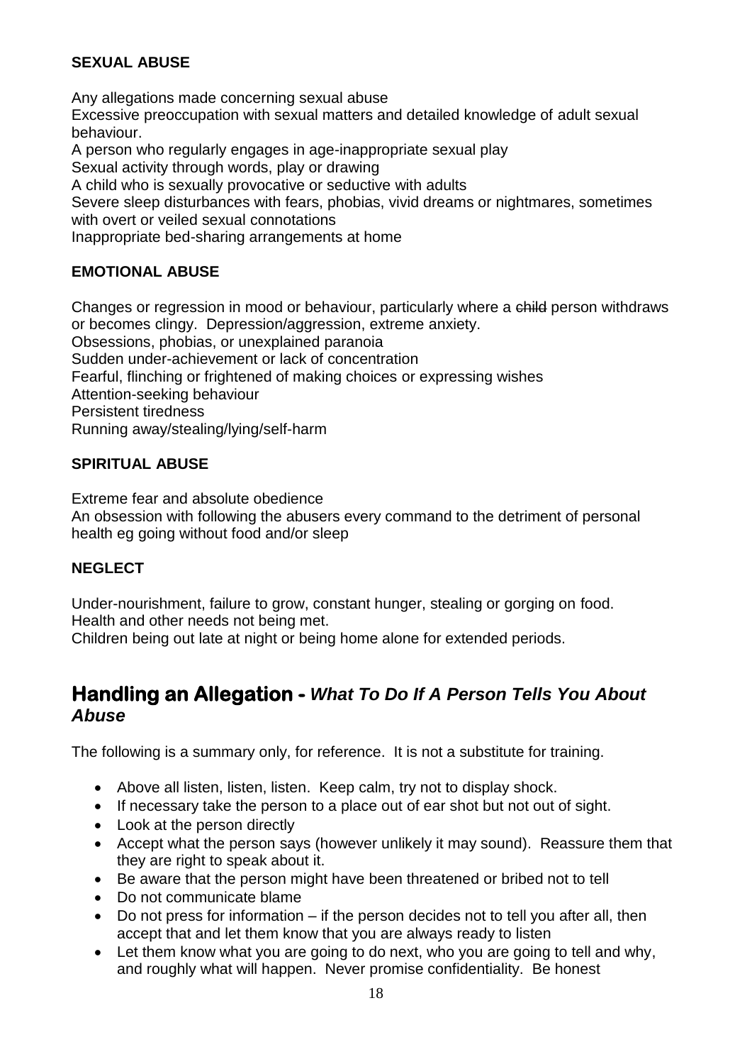**SEXUAL ABUSE**

Any allegations made concerning sexual abuse
Excessive preoccupation with sexual matters and detailed knowledge of adult sexual behaviour.
A person who regularly engages in age-inappropriate sexual play
Sexual activity through words, play or drawing
A child who is sexually provocative or seductive with adults
Severe sleep disturbances with fears, phobias, vivid dreams or nightmares, sometimes with overt or veiled sexual connotations
Inappropriate bed-sharing arrangements at home

**EMOTIONAL ABUSE**

Changes or regression in mood or behaviour, particularly where a ~~child~~ person withdraws or becomes clingy. Depression/aggression, extreme anxiety.
Obsessions, phobias, or unexplained paranoia
Sudden under-achievement or lack of concentration
Fearful, flinching or frightened of making choices or expressing wishes
Attention-seeking behaviour
Persistent tiredness
Running away/stealing/lying/self-harm

**SPIRITUAL ABUSE**

Extreme fear and absolute obedience
An obsession with following the abusers every command to the detriment of personal health eg going without food and/or sleep

**NEGLECT**

Under-nourishment, failure to grow, constant hunger, stealing or gorging on food.
Health and other needs not being met.
Children being out late at night or being home alone for extended periods.

## Handling an Allegation - *What To Do If A Person Tells You About Abuse*

The following is a summary only, for reference. It is not a substitute for training.

- Above all listen, listen, listen. Keep calm, try not to display shock.
- If necessary take the person to a place out of ear shot but not out of sight.
- Look at the person directly
- Accept what the person says (however unlikely it may sound). Reassure them that they are right to speak about it.
- Be aware that the person might have been threatened or bribed not to tell
- Do not communicate blame
- Do not press for information – if the person decides not to tell you after all, then accept that and let them know that you are always ready to listen
- Let them know what you are going to do next, who you are going to tell and why, and roughly what will happen. Never promise confidentiality. Be honest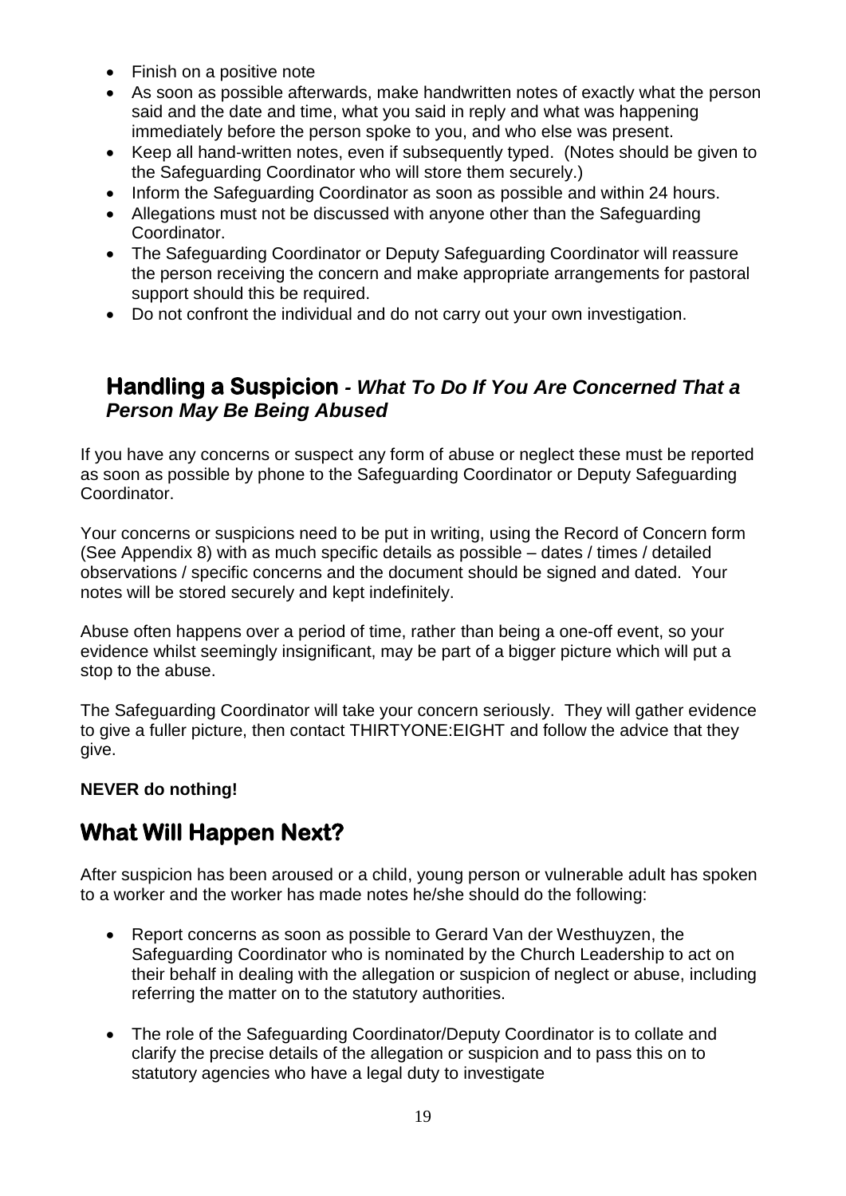- Finish on a positive note
- As soon as possible afterwards, make handwritten notes of exactly what the person said and the date and time, what you said in reply and what was happening immediately before the person spoke to you, and who else was present.
- Keep all hand-written notes, even if subsequently typed. (Notes should be given to the Safeguarding Coordinator who will store them securely.)
- Inform the Safeguarding Coordinator as soon as possible and within 24 hours.
- Allegations must not be discussed with anyone other than the Safeguarding Coordinator.
- The Safeguarding Coordinator or Deputy Safeguarding Coordinator will reassure the person receiving the concern and make appropriate arrangements for pastoral support should this be required.
- Do not confront the individual and do not carry out your own investigation.

## Handling a Suspicion - *What To Do If You Are Concerned That a Person May Be Being Abused*

If you have any concerns or suspect any form of abuse or neglect these must be reported as soon as possible by phone to the Safeguarding Coordinator or Deputy Safeguarding Coordinator.

Your concerns or suspicions need to be put in writing, using the Record of Concern form (See Appendix 8) with as much specific details as possible – dates / times / detailed observations / specific concerns and the document should be signed and dated. Your notes will be stored securely and kept indefinitely.

Abuse often happens over a period of time, rather than being a one-off event, so your evidence whilst seemingly insignificant, may be part of a bigger picture which will put a stop to the abuse.

The Safeguarding Coordinator will take your concern seriously. They will gather evidence to give a fuller picture, then contact THIRTYONE:EIGHT and follow the advice that they give.

**NEVER do nothing!**

## What Will Happen Next?

After suspicion has been aroused or a child, young person or vulnerable adult has spoken to a worker and the worker has made notes he/she should do the following:

- Report concerns as soon as possible to Gerard Van der Westhuyzen, the Safeguarding Coordinator who is nominated by the Church Leadership to act on their behalf in dealing with the allegation or suspicion of neglect or abuse, including referring the matter on to the statutory authorities.

- The role of the Safeguarding Coordinator/Deputy Coordinator is to collate and clarify the precise details of the allegation or suspicion and to pass this on to statutory agencies who have a legal duty to investigate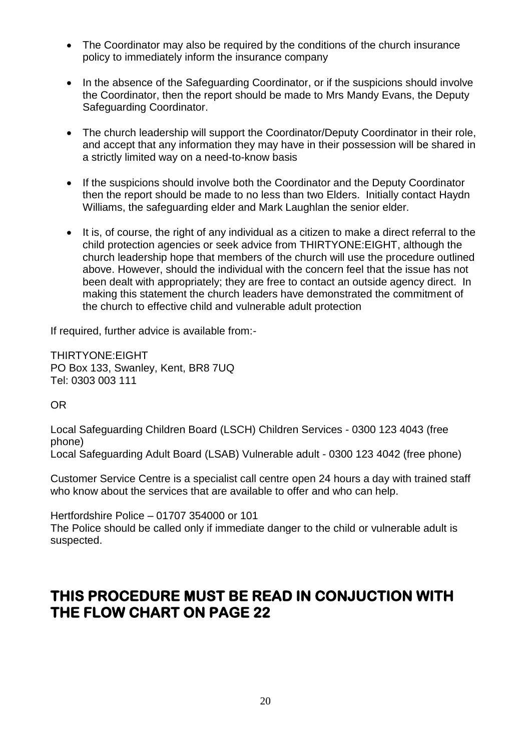- The Coordinator may also be required by the conditions of the church insurance policy to immediately inform the insurance company

- In the absence of the Safeguarding Coordinator, or if the suspicions should involve the Coordinator, then the report should be made to Mrs Mandy Evans, the Deputy Safeguarding Coordinator.

- The church leadership will support the Coordinator/Deputy Coordinator in their role, and accept that any information they may have in their possession will be shared in a strictly limited way on a need-to-know basis

- If the suspicions should involve both the Coordinator and the Deputy Coordinator then the report should be made to no less than two Elders. Initially contact Haydn Williams, the safeguarding elder and Mark Laughlan the senior elder.

- It is, of course, the right of any individual as a citizen to make a direct referral to the child protection agencies or seek advice from THIRTYONE:EIGHT, although the church leadership hope that members of the church will use the procedure outlined above. However, should the individual with the concern feel that the issue has not been dealt with appropriately; they are free to contact an outside agency direct. In making this statement the church leaders have demonstrated the commitment of the church to effective child and vulnerable adult protection

If required, further advice is available from:-

THIRTYONE:EIGHT
PO Box 133, Swanley, Kent, BR8 7UQ
Tel: 0303 003 111

OR

Local Safeguarding Children Board (LSCH) Children Services - 0300 123 4043 (free phone)
Local Safeguarding Adult Board (LSAB) Vulnerable adult - 0300 123 4042 (free phone)

Customer Service Centre is a specialist call centre open 24 hours a day with trained staff who know about the services that are available to offer and who can help.

Hertfordshire Police – 01707 354000 or 101
The Police should be called only if immediate danger to the child or vulnerable adult is suspected.

## THIS PROCEDURE MUST BE READ IN CONJUCTION WITH THE FLOW CHART ON PAGE 22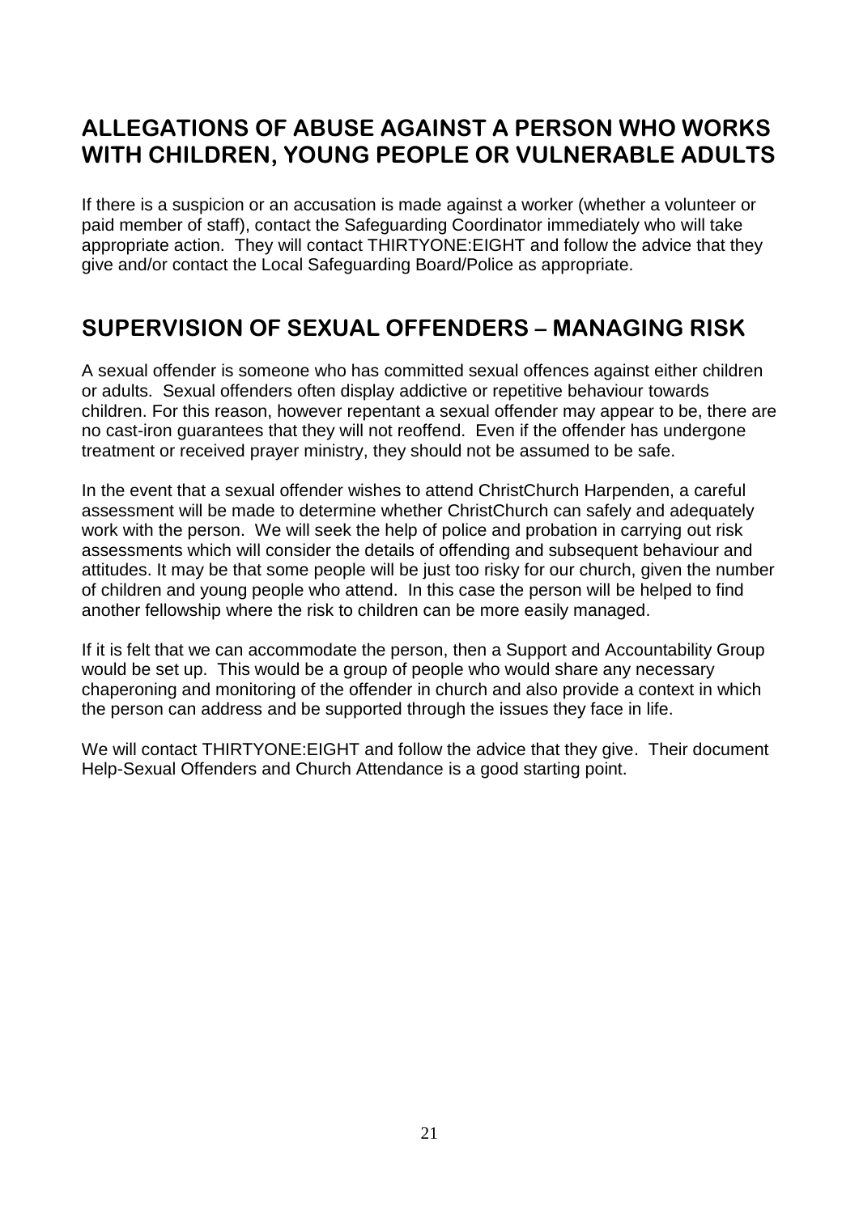## ALLEGATIONS OF ABUSE AGAINST A PERSON WHO WORKS WITH CHILDREN, YOUNG PEOPLE OR VULNERABLE ADULTS

If there is a suspicion or an accusation is made against a worker (whether a volunteer or paid member of staff), contact the Safeguarding Coordinator immediately who will take appropriate action. They will contact THIRTYONE:EIGHT and follow the advice that they give and/or contact the Local Safeguarding Board/Police as appropriate.

## SUPERVISION OF SEXUAL OFFENDERS – MANAGING RISK

A sexual offender is someone who has committed sexual offences against either children or adults. Sexual offenders often display addictive or repetitive behaviour towards children. For this reason, however repentant a sexual offender may appear to be, there are no cast-iron guarantees that they will not reoffend. Even if the offender has undergone treatment or received prayer ministry, they should not be assumed to be safe.

In the event that a sexual offender wishes to attend ChristChurch Harpenden, a careful assessment will be made to determine whether ChristChurch can safely and adequately work with the person. We will seek the help of police and probation in carrying out risk assessments which will consider the details of offending and subsequent behaviour and attitudes. It may be that some people will be just too risky for our church, given the number of children and young people who attend. In this case the person will be helped to find another fellowship where the risk to children can be more easily managed.

If it is felt that we can accommodate the person, then a Support and Accountability Group would be set up. This would be a group of people who would share any necessary chaperoning and monitoring of the offender in church and also provide a context in which the person can address and be supported through the issues they face in life.

We will contact THIRTYONE:EIGHT and follow the advice that they give. Their document Help-Sexual Offenders and Church Attendance is a good starting point.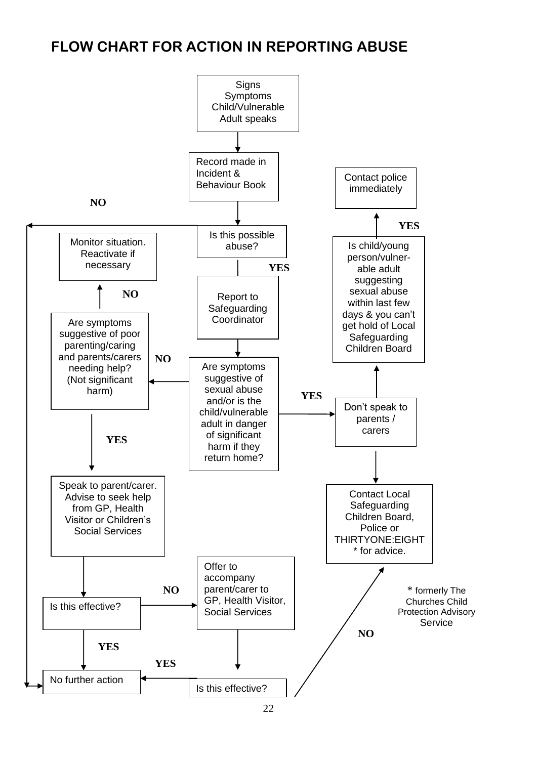# FLOW CHART FOR ACTION IN REPORTING ABUSE

Signs
Symptoms
Child/Vulnerable Adult speaks

↓

Record made in Incident & Behaviour Book

↓

Is this possible abuse?

- **NO** → No further action
- **YES** → Report to Safeguarding Coordinator

↓

Are symptoms suggestive of sexual abuse and/or is the child/vulnerable adult in danger of significant harm if they return home?

- **YES** → Don't speak to parents / carers
  - → Contact Local Safeguarding Children Board, Police or THIRTYONE:EIGHT * for advice.
  - → Is child/young person/vulnerable adult suggesting sexual abuse within last few days & you can't get hold of Local Safeguarding Children Board
    - **YES** → Contact police immediately
- **NO** → Are symptoms suggestive of poor parenting/caring and parents/carers needing help? (Not significant harm)
  - **NO** → Monitor situation. Reactivate if necessary
  - **YES** → Speak to parent/carer. Advise to seek help from GP, Health Visitor or Children's Social Services
    - → Is this effective?
      - **YES** → No further action
      - **NO** → Offer to accompany parent/carer to GP, Health Visitor, Social Services
        - → Is this effective?
          - **YES** → No further action
          - **NO** → Contact Local Safeguarding Children Board, Police or THIRTYONE:EIGHT * for advice.

\* formerly The Churches Child Protection Advisory Service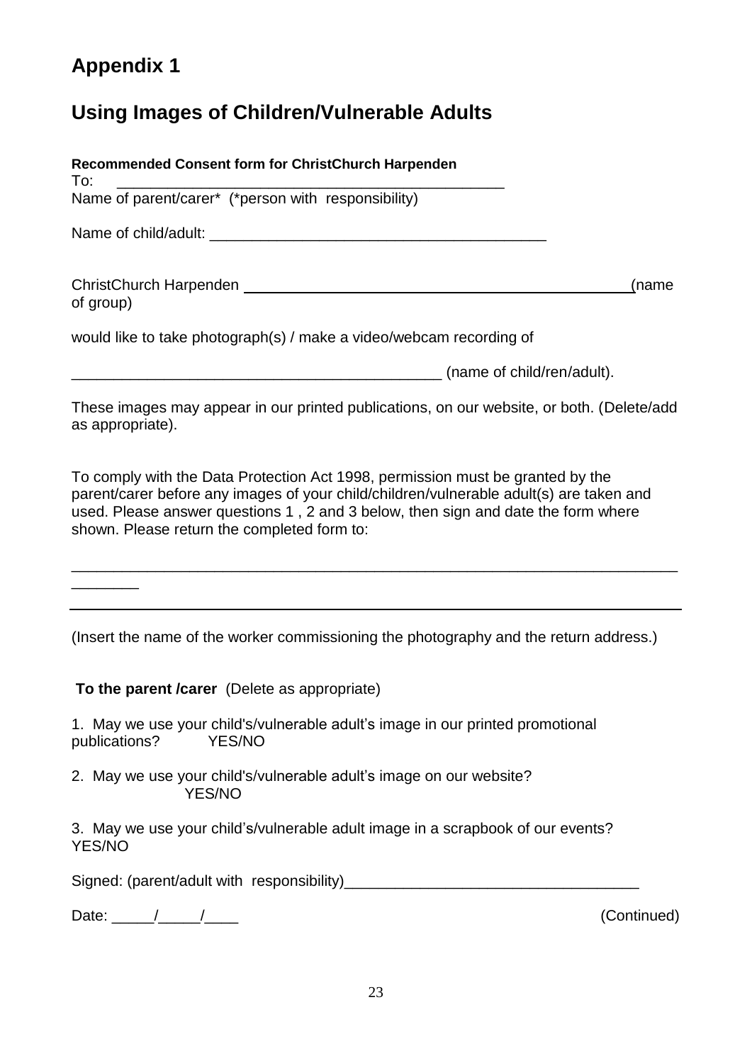# Appendix 1

## Using Images of Children/Vulnerable Adults

**Recommended Consent form for ChristChurch Harpenden**

To: _______________________________________________

Name of parent/carer* (*person with responsibility)

Name of child/adult: _________________________________________

ChristChurch Harpenden _________________________________________ (name of group)

would like to take photograph(s) / make a video/webcam recording of

_____________________________________________ (name of child/ren/adult).

These images may appear in our printed publications, on our website, or both. (Delete/add as appropriate).

To comply with the Data Protection Act 1998, permission must be granted by the parent/carer before any images of your child/children/vulnerable adult(s) are taken and used. Please answer questions 1 , 2 and 3 below, then sign and date the form where shown. Please return the completed form to:

___________________________________________________________________________

___________________________________________________________________________

(Insert the name of the worker commissioning the photography and the return address.)

**To the parent /carer** (Delete as appropriate)

1. May we use your child's/vulnerable adult's image in our printed promotional publications? YES/NO

2. May we use your child's/vulnerable adult's image on our website? YES/NO

3. May we use your child's/vulnerable adult image in a scrapbook of our events? YES/NO

Signed: (parent/adult with responsibility)___________________________________

Date: _____/_____/____

(Continued)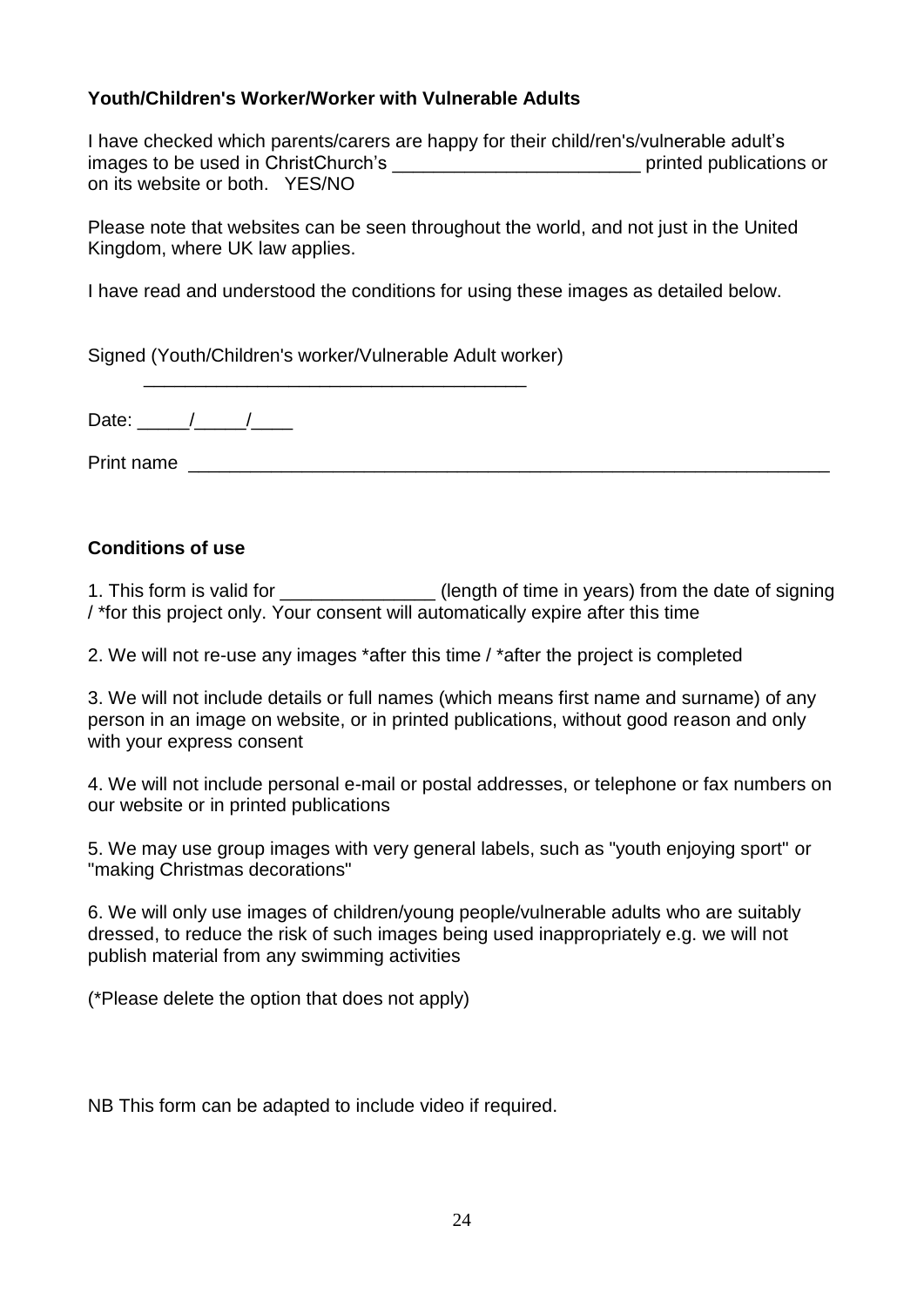**Youth/Children's Worker/Worker with Vulnerable Adults**

I have checked which parents/carers are happy for their child/ren's/vulnerable adult's images to be used in ChristChurch's ________________________ printed publications or on its website or both. YES/NO

Please note that websites can be seen throughout the world, and not just in the United Kingdom, where UK law applies.

I have read and understood the conditions for using these images as detailed below.

Signed (Youth/Children's worker/Vulnerable Adult worker)

______________________________________

Date: _____/_____/____

Print name ______________________________________________________________

**Conditions of use**

1. This form is valid for _______________ (length of time in years) from the date of signing / *for this project only. Your consent will automatically expire after this time

2. We will not re-use any images *after this time / *after the project is completed

3. We will not include details or full names (which means first name and surname) of any person in an image on website, or in printed publications, without good reason and only with your express consent

4. We will not include personal e-mail or postal addresses, or telephone or fax numbers on our website or in printed publications

5. We may use group images with very general labels, such as "youth enjoying sport" or "making Christmas decorations"

6. We will only use images of children/young people/vulnerable adults who are suitably dressed, to reduce the risk of such images being used inappropriately e.g. we will not publish material from any swimming activities

(*Please delete the option that does not apply)

NB This form can be adapted to include video if required.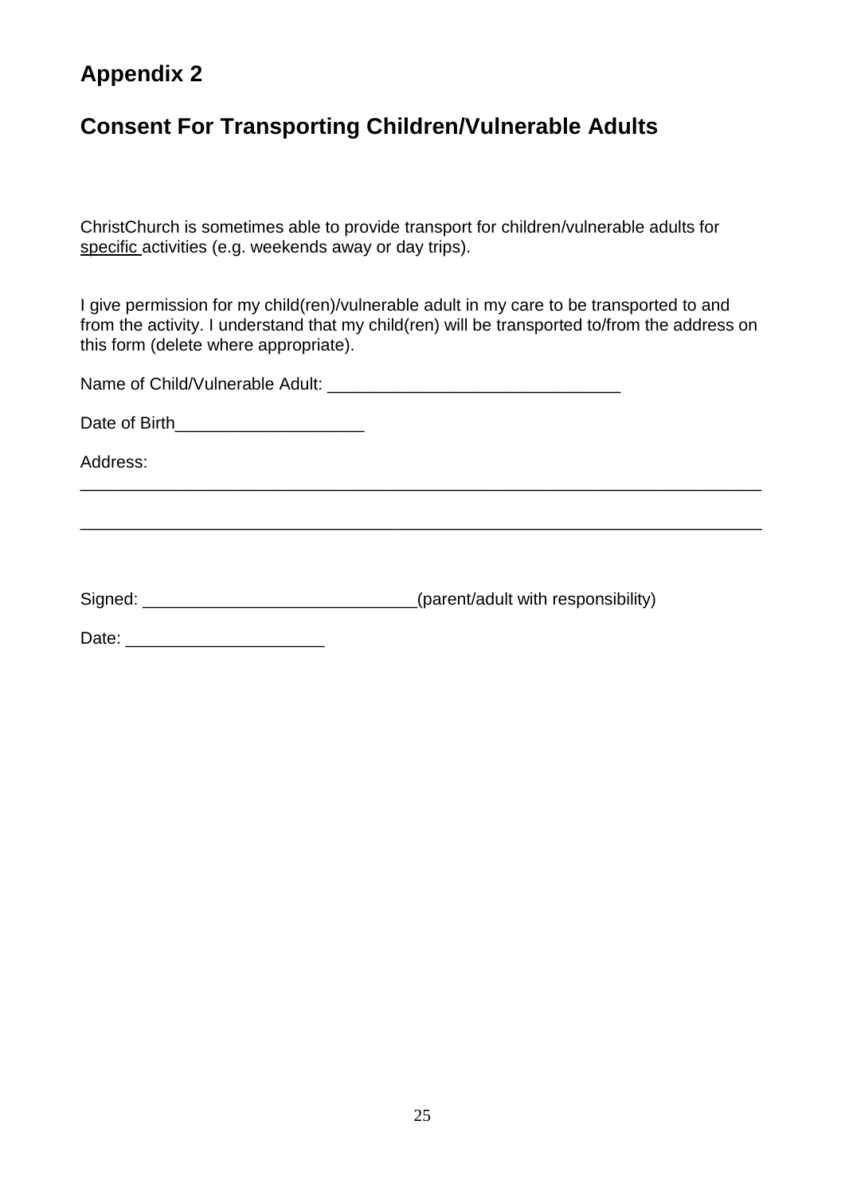## Appendix 2

## Consent For Transporting Children/Vulnerable Adults

ChristChurch is sometimes able to provide transport for children/vulnerable adults for <u>specific</u> activities (e.g. weekends away or day trips).

I give permission for my child(ren)/vulnerable adult in my care to be transported to and from the activity. I understand that my child(ren) will be transported to/from the address on this form (delete where appropriate).

Name of Child/Vulnerable Adult: _______________________________

Date of Birth____________________

Address:
_________________________________________________________________________

_________________________________________________________________________

Signed: _____________________________(parent/adult with responsibility)

Date: _____________________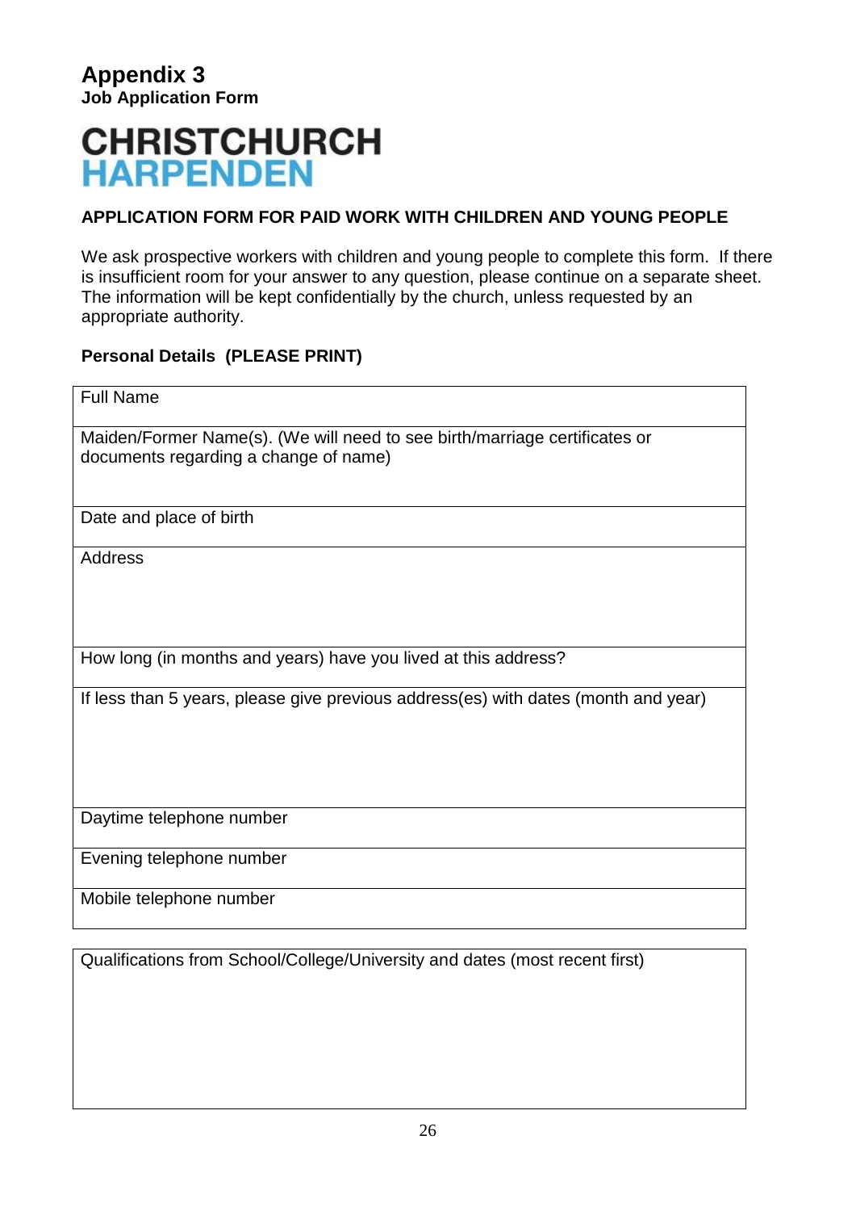# Appendix 3

**Job Application Form**

**CHRISTCHURCH**
**HARPENDEN**

**APPLICATION FORM FOR PAID WORK WITH CHILDREN AND YOUNG PEOPLE**

We ask prospective workers with children and young people to complete this form. If there is insufficient room for your answer to any question, please continue on a separate sheet. The information will be kept confidentially by the church, unless requested by an appropriate authority.

**Personal Details (PLEASE PRINT)**

| Full Name |
|---|
| Maiden/Former Name(s). (We will need to see birth/marriage certificates or documents regarding a change of name) |
| Date and place of birth |
| Address |
| How long (in months and years) have you lived at this address? |
| If less than 5 years, please give previous address(es) with dates (month and year) |
| Daytime telephone number |
| Evening telephone number |
| Mobile telephone number |

| Qualifications from School/College/University and dates (most recent first) |
|---|
| |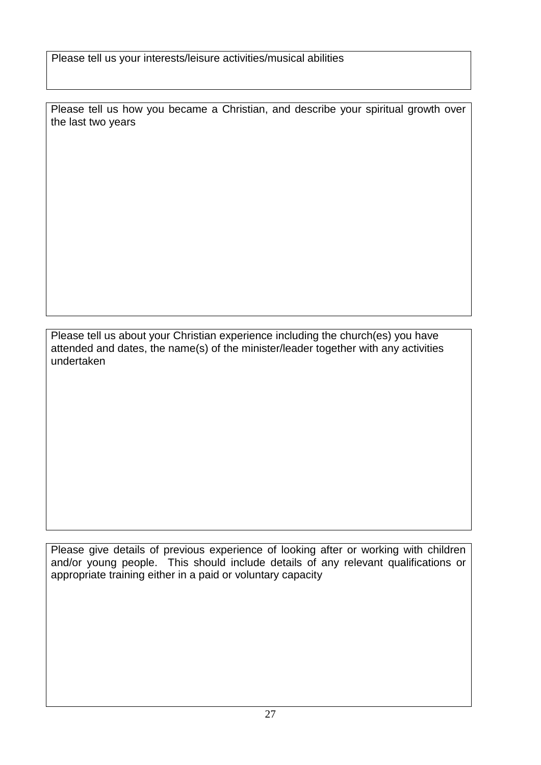Please tell us your interests/leisure activities/musical abilities

Please tell us how you became a Christian, and describe your spiritual growth over the last two years

Please tell us about your Christian experience including the church(es) you have attended and dates, the name(s) of the minister/leader together with any activities undertaken

Please give details of previous experience of looking after or working with children and/or young people. This should include details of any relevant qualifications or appropriate training either in a paid or voluntary capacity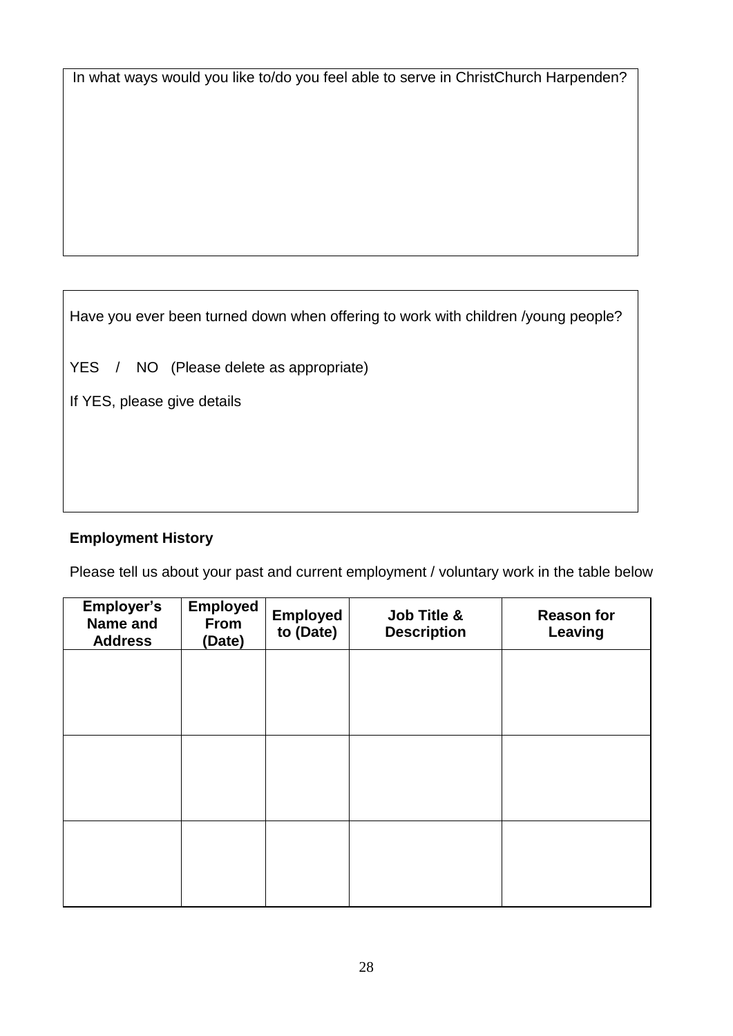In what ways would you like to/do you feel able to serve in ChristChurch Harpenden?

Have you ever been turned down when offering to work with children /young people?

YES / NO (Please delete as appropriate)

If YES, please give details

**Employment History**

Please tell us about your past and current employment / voluntary work in the table below

| Employer's Name and Address | Employed From (Date) | Employed to (Date) | Job Title & Description | Reason for Leaving |
|---|---|---|---|---|
| | | | | |
| | | | | |
| | | | | |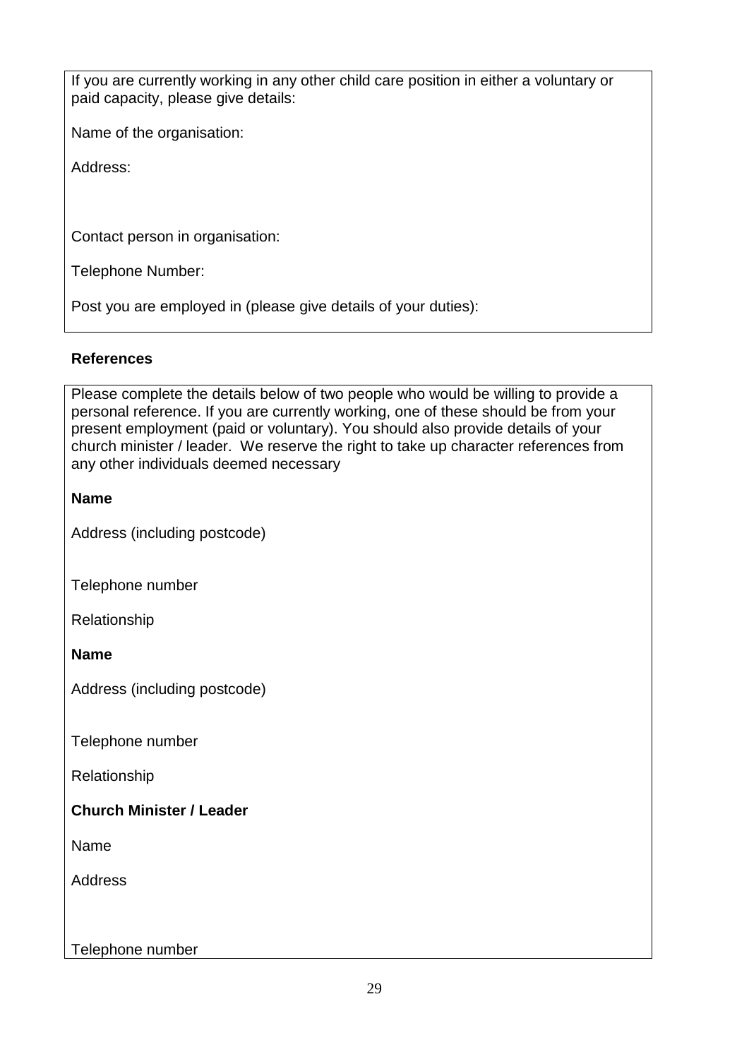If you are currently working in any other child care position in either a voluntary or paid capacity, please give details:

Name of the organisation:

Address:

Contact person in organisation:

Telephone Number:

Post you are employed in (please give details of your duties):

**References**

Please complete the details below of two people who would be willing to provide a personal reference. If you are currently working, one of these should be from your present employment (paid or voluntary). You should also provide details of your church minister / leader. We reserve the right to take up character references from any other individuals deemed necessary

**Name**

Address (including postcode)

Telephone number

Relationship

**Name**

Address (including postcode)

Telephone number

Relationship

**Church Minister / Leader**

Name

Address

Telephone number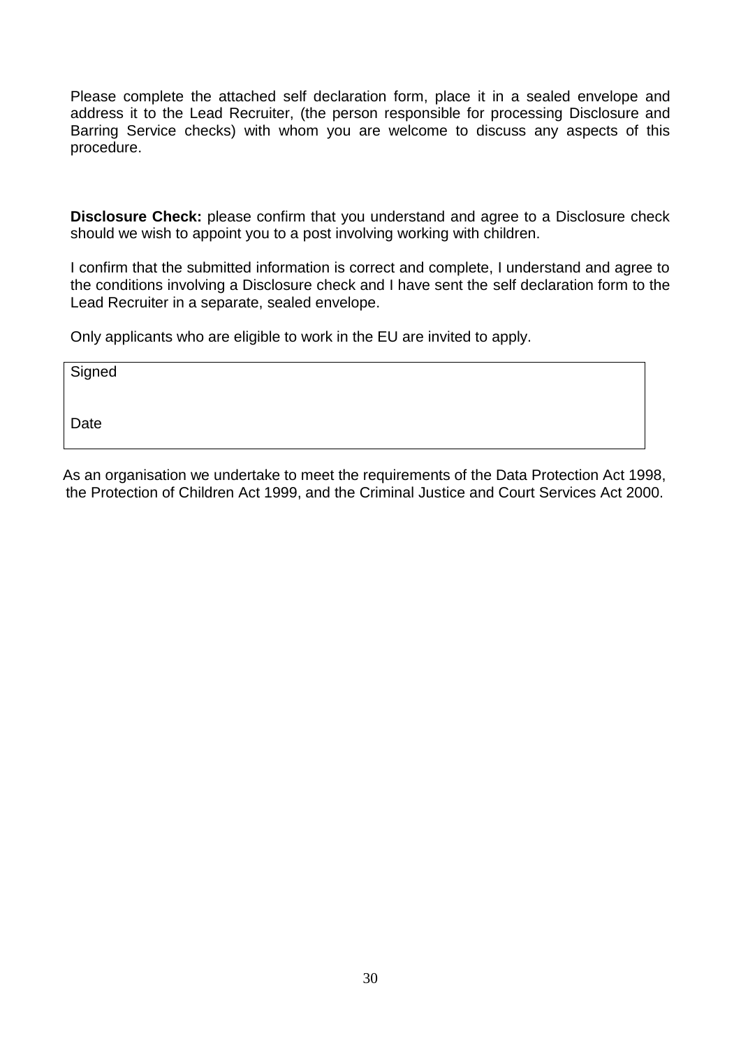Please complete the attached self declaration form, place it in a sealed envelope and address it to the Lead Recruiter, (the person responsible for processing Disclosure and Barring Service checks) with whom you are welcome to discuss any aspects of this procedure.

**Disclosure Check:** please confirm that you understand and agree to a Disclosure check should we wish to appoint you to a post involving working with children.

I confirm that the submitted information is correct and complete, I understand and agree to the conditions involving a Disclosure check and I have sent the self declaration form to the Lead Recruiter in a separate, sealed envelope.

Only applicants who are eligible to work in the EU are invited to apply.

| Signed |
|---|
| Date |

As an organisation we undertake to meet the requirements of the Data Protection Act 1998, the Protection of Children Act 1999, and the Criminal Justice and Court Services Act 2000.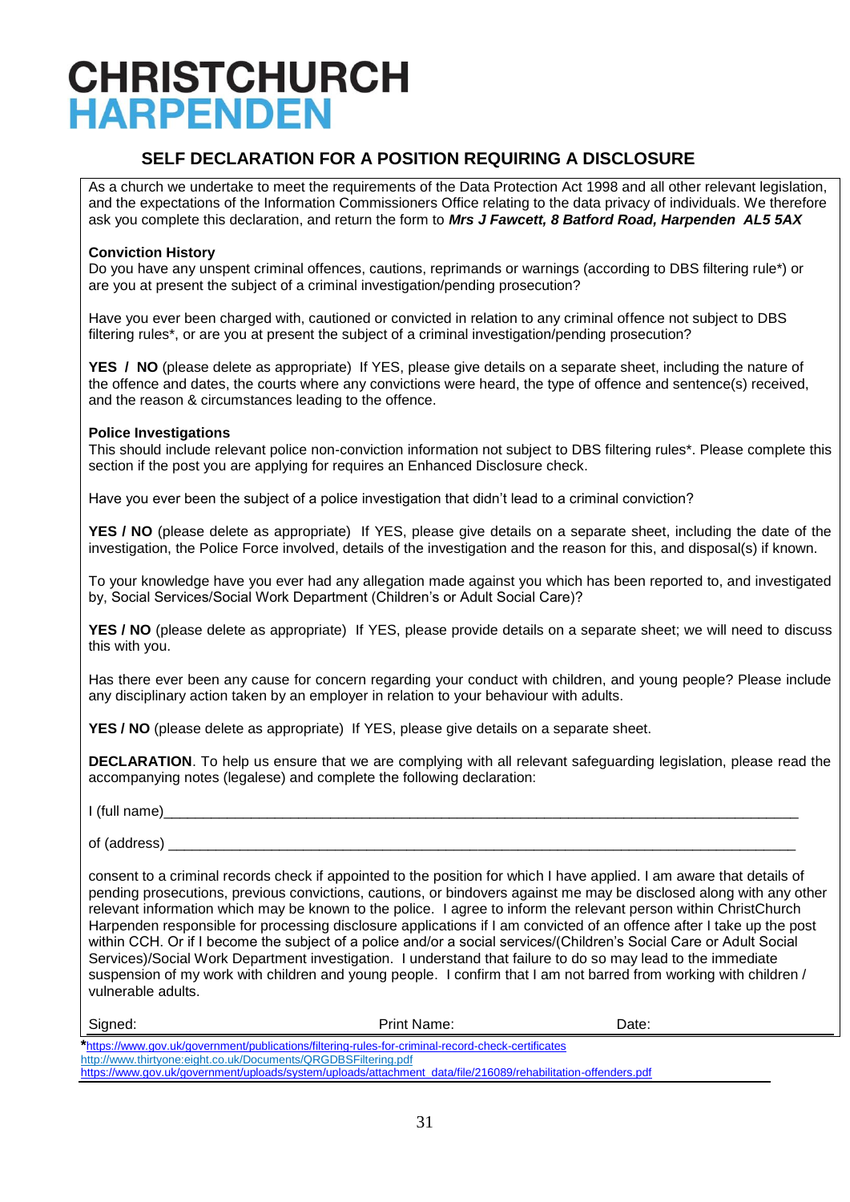# CHRISTCHURCH
# HARPENDEN

## SELF DECLARATION FOR A POSITION REQUIRING A DISCLOSURE

As a church we undertake to meet the requirements of the Data Protection Act 1998 and all other relevant legislation, and the expectations of the Information Commissioners Office relating to the data privacy of individuals. We therefore ask you complete this declaration, and return the form to ***Mrs J Fawcett, 8 Batford Road, Harpenden AL5 5AX***

**Conviction History**

Do you have any unspent criminal offences, cautions, reprimands or warnings (according to DBS filtering rule*) or are you at present the subject of a criminal investigation/pending prosecution?

Have you ever been charged with, cautioned or convicted in relation to any criminal offence not subject to DBS filtering rules*, or are you at present the subject of a criminal investigation/pending prosecution?

**YES / NO** (please delete as appropriate) If YES, please give details on a separate sheet, including the nature of the offence and dates, the courts where any convictions were heard, the type of offence and sentence(s) received, and the reason & circumstances leading to the offence.

**Police Investigations**

This should include relevant police non-conviction information not subject to DBS filtering rules*. Please complete this section if the post you are applying for requires an Enhanced Disclosure check.

Have you ever been the subject of a police investigation that didn't lead to a criminal conviction?

**YES / NO** (please delete as appropriate) If YES, please give details on a separate sheet, including the date of the investigation, the Police Force involved, details of the investigation and the reason for this, and disposal(s) if known.

To your knowledge have you ever had any allegation made against you which has been reported to, and investigated by, Social Services/Social Work Department (Children's or Adult Social Care)?

**YES / NO** (please delete as appropriate) If YES, please provide details on a separate sheet; we will need to discuss this with you.

Has there ever been any cause for concern regarding your conduct with children, and young people? Please include any disciplinary action taken by an employer in relation to your behaviour with adults.

**YES / NO** (please delete as appropriate) If YES, please give details on a separate sheet.

**DECLARATION**. To help us ensure that we are complying with all relevant safeguarding legislation, please read the accompanying notes (legalese) and complete the following declaration:

I (full name)\_\_\_\_\_\_\_\_\_\_\_\_\_\_\_\_\_\_\_\_\_\_\_\_\_\_\_\_\_\_\_\_\_\_\_\_\_\_\_\_\_\_\_\_\_\_\_\_\_\_\_\_\_\_\_\_\_\_\_\_\_\_\_\_\_\_\_\_\_\_\_\_\_\_\_\_

of (address) \_\_\_\_\_\_\_\_\_\_\_\_\_\_\_\_\_\_\_\_\_\_\_\_\_\_\_\_\_\_\_\_\_\_\_\_\_\_\_\_\_\_\_\_\_\_\_\_\_\_\_\_\_\_\_\_\_\_\_\_\_\_\_\_\_\_\_\_\_\_\_\_\_\_\_\_

consent to a criminal records check if appointed to the position for which I have applied. I am aware that details of pending prosecutions, previous convictions, cautions, or bindovers against me may be disclosed along with any other relevant information which may be known to the police. I agree to inform the relevant person within ChristChurch Harpenden responsible for processing disclosure applications if I am convicted of an offence after I take up the post within CCH. Or if I become the subject of a police and/or a social services/(Children's Social Care or Adult Social Services)/Social Work Department investigation. I understand that failure to do so may lead to the immediate suspension of my work with children and young people. I confirm that I am not barred from working with children / vulnerable adults.

Signed: Print Name: Date:

*https://www.gov.uk/government/publications/filtering-rules-for-criminal-record-check-certificates
http://www.thirtyone:eight.co.uk/Documents/QRGDBSFiltering.pdf
https://www.gov.uk/government/uploads/system/uploads/attachment_data/file/216089/rehabilitation-offenders.pdf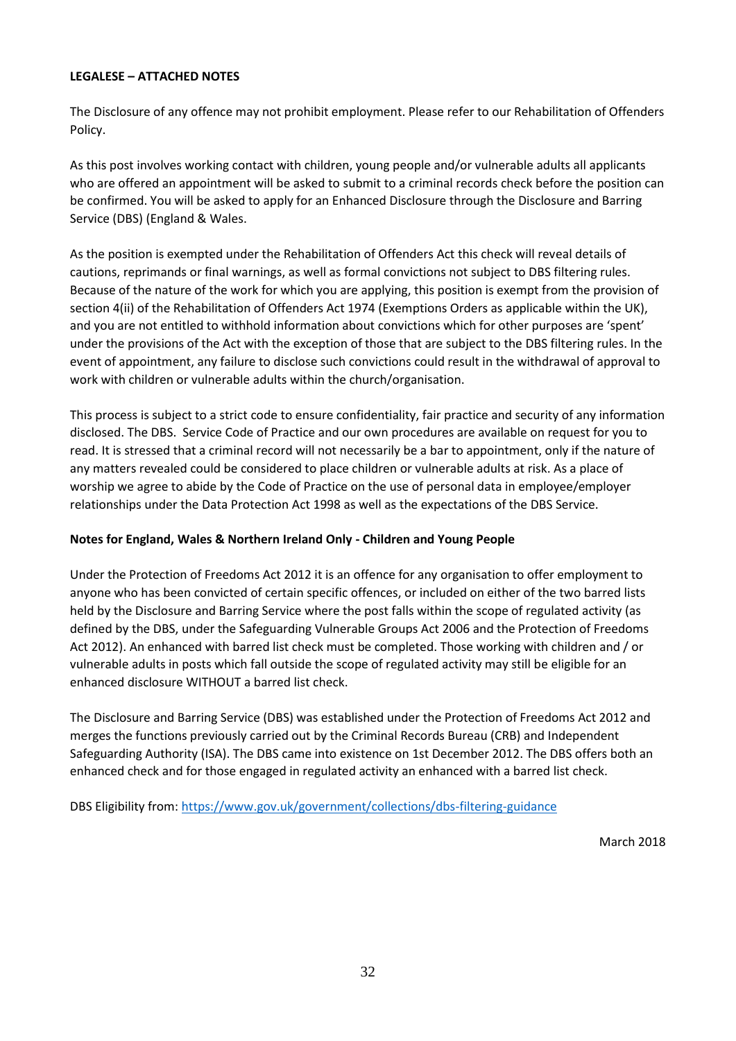**LEGALESE – ATTACHED NOTES**

The Disclosure of any offence may not prohibit employment. Please refer to our Rehabilitation of Offenders Policy.

As this post involves working contact with children, young people and/or vulnerable adults all applicants who are offered an appointment will be asked to submit to a criminal records check before the position can be confirmed. You will be asked to apply for an Enhanced Disclosure through the Disclosure and Barring Service (DBS) (England & Wales.

As the position is exempted under the Rehabilitation of Offenders Act this check will reveal details of cautions, reprimands or final warnings, as well as formal convictions not subject to DBS filtering rules. Because of the nature of the work for which you are applying, this position is exempt from the provision of section 4(ii) of the Rehabilitation of Offenders Act 1974 (Exemptions Orders as applicable within the UK), and you are not entitled to withhold information about convictions which for other purposes are 'spent' under the provisions of the Act with the exception of those that are subject to the DBS filtering rules. In the event of appointment, any failure to disclose such convictions could result in the withdrawal of approval to work with children or vulnerable adults within the church/organisation.

This process is subject to a strict code to ensure confidentiality, fair practice and security of any information disclosed. The DBS. Service Code of Practice and our own procedures are available on request for you to read. It is stressed that a criminal record will not necessarily be a bar to appointment, only if the nature of any matters revealed could be considered to place children or vulnerable adults at risk. As a place of worship we agree to abide by the Code of Practice on the use of personal data in employee/employer relationships under the Data Protection Act 1998 as well as the expectations of the DBS Service.

**Notes for England, Wales & Northern Ireland Only - Children and Young People**

Under the Protection of Freedoms Act 2012 it is an offence for any organisation to offer employment to anyone who has been convicted of certain specific offences, or included on either of the two barred lists held by the Disclosure and Barring Service where the post falls within the scope of regulated activity (as defined by the DBS, under the Safeguarding Vulnerable Groups Act 2006 and the Protection of Freedoms Act 2012). An enhanced with barred list check must be completed. Those working with children and / or vulnerable adults in posts which fall outside the scope of regulated activity may still be eligible for an enhanced disclosure WITHOUT a barred list check.

The Disclosure and Barring Service (DBS) was established under the Protection of Freedoms Act 2012 and merges the functions previously carried out by the Criminal Records Bureau (CRB) and Independent Safeguarding Authority (ISA). The DBS came into existence on 1st December 2012. The DBS offers both an enhanced check and for those engaged in regulated activity an enhanced with a barred list check.

DBS Eligibility from: https://www.gov.uk/government/collections/dbs-filtering-guidance

March 2018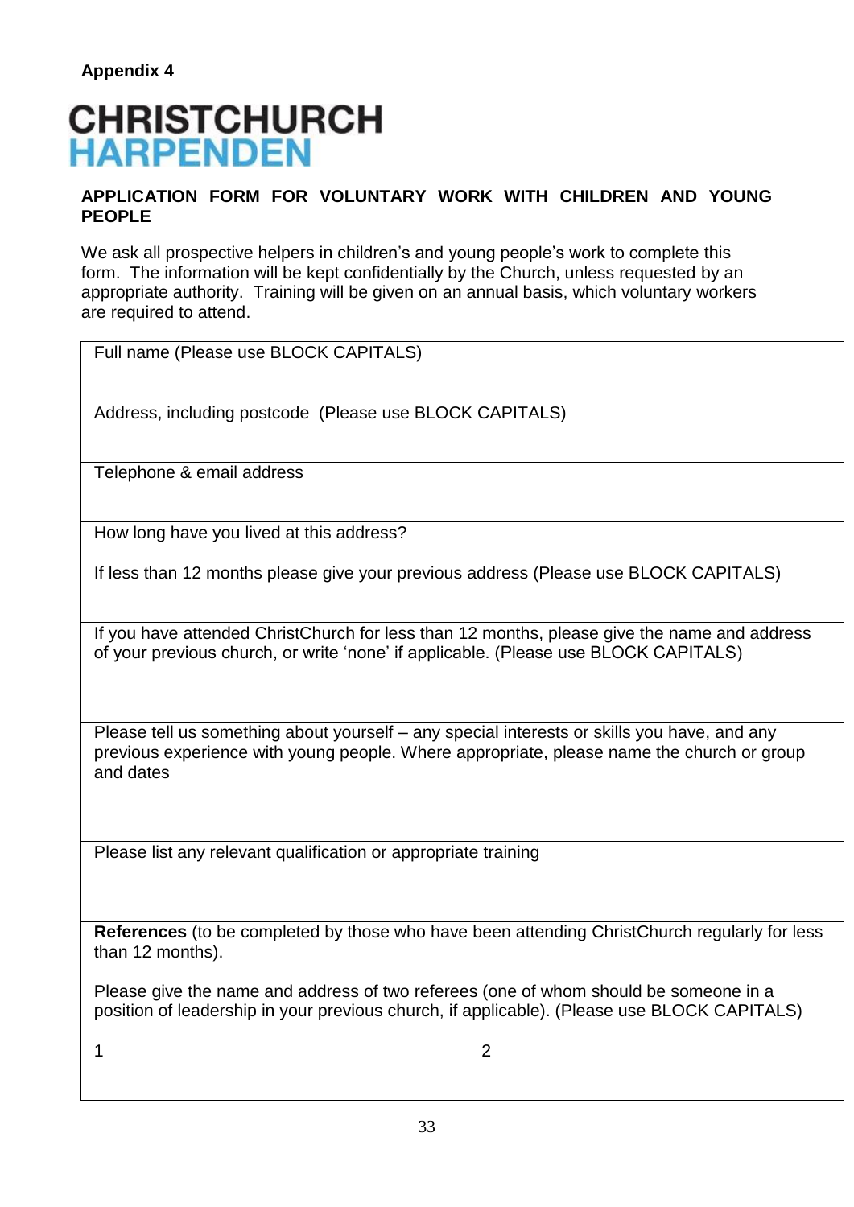**Appendix 4**

# CHRISTCHURCH HARPENDEN

**APPLICATION FORM FOR VOLUNTARY WORK WITH CHILDREN AND YOUNG PEOPLE**

We ask all prospective helpers in children's and young people's work to complete this form. The information will be kept confidentially by the Church, unless requested by an appropriate authority. Training will be given on an annual basis, which voluntary workers are required to attend.

| Full name (Please use BLOCK CAPITALS) |
|---|
| Address, including postcode (Please use BLOCK CAPITALS) |
| Telephone & email address |
| How long have you lived at this address? |
| If less than 12 months please give your previous address (Please use BLOCK CAPITALS) |
| If you have attended ChristChurch for less than 12 months, please give the name and address of your previous church, or write 'none' if applicable. (Please use BLOCK CAPITALS) |
| Please tell us something about yourself – any special interests or skills you have, and any previous experience with young people. Where appropriate, please name the church or group and dates |
| Please list any relevant qualification or appropriate training |
| **References** (to be completed by those who have been attending ChristChurch regularly for less than 12 months).<br><br>Please give the name and address of two referees (one of whom should be someone in a position of leadership in your previous church, if applicable). (Please use BLOCK CAPITALS)<br><br>1 2 |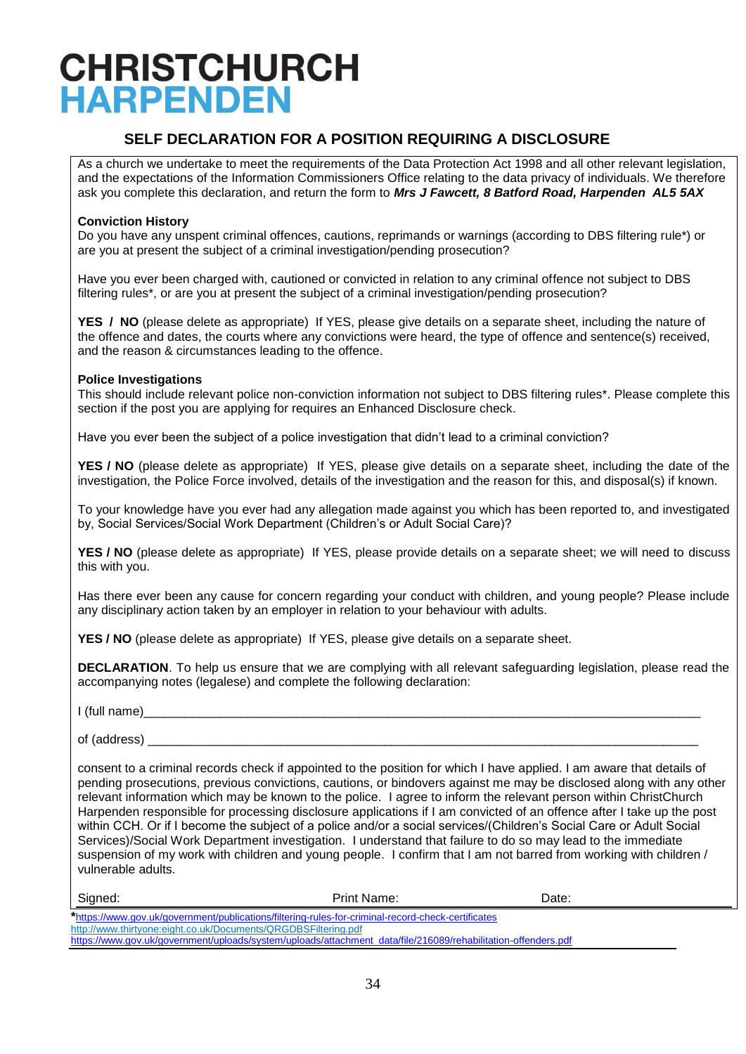# CHRISTCHURCH HARPENDEN

## SELF DECLARATION FOR A POSITION REQUIRING A DISCLOSURE

As a church we undertake to meet the requirements of the Data Protection Act 1998 and all other relevant legislation, and the expectations of the Information Commissioners Office relating to the data privacy of individuals. We therefore ask you complete this declaration, and return the form to ***Mrs J Fawcett, 8 Batford Road, Harpenden AL5 5AX***

**Conviction History**

Do you have any unspent criminal offences, cautions, reprimands or warnings (according to DBS filtering rule*) or are you at present the subject of a criminal investigation/pending prosecution?

Have you ever been charged with, cautioned or convicted in relation to any criminal offence not subject to DBS filtering rules*, or are you at present the subject of a criminal investigation/pending prosecution?

**YES / NO** (please delete as appropriate) If YES, please give details on a separate sheet, including the nature of the offence and dates, the courts where any convictions were heard, the type of offence and sentence(s) received, and the reason & circumstances leading to the offence.

**Police Investigations**

This should include relevant police non-conviction information not subject to DBS filtering rules*. Please complete this section if the post you are applying for requires an Enhanced Disclosure check.

Have you ever been the subject of a police investigation that didn't lead to a criminal conviction?

**YES / NO** (please delete as appropriate) If YES, please give details on a separate sheet, including the date of the investigation, the Police Force involved, details of the investigation and the reason for this, and disposal(s) if known.

To your knowledge have you ever had any allegation made against you which has been reported to, and investigated by, Social Services/Social Work Department (Children's or Adult Social Care)?

**YES / NO** (please delete as appropriate) If YES, please provide details on a separate sheet; we will need to discuss this with you.

Has there ever been any cause for concern regarding your conduct with children, and young people? Please include any disciplinary action taken by an employer in relation to your behaviour with adults.

**YES / NO** (please delete as appropriate) If YES, please give details on a separate sheet.

**DECLARATION**. To help us ensure that we are complying with all relevant safeguarding legislation, please read the accompanying notes (legalese) and complete the following declaration:

I (full name)_______________________________________________________________________________

of (address) _______________________________________________________________________________

consent to a criminal records check if appointed to the position for which I have applied. I am aware that details of pending prosecutions, previous convictions, cautions, or bindovers against me may be disclosed along with any other relevant information which may be known to the police. I agree to inform the relevant person within ChristChurch Harpenden responsible for processing disclosure applications if I am convicted of an offence after I take up the post within CCH. Or if I become the subject of a police and/or a social services/(Children's Social Care or Adult Social Services)/Social Work Department investigation. I understand that failure to do so may lead to the immediate suspension of my work with children and young people. I confirm that I am not barred from working with children / vulnerable adults.

Signed: Print Name: Date:

*https://www.gov.uk/government/publications/filtering-rules-for-criminal-record-check-certificates
http://www.thirtyone:eight.co.uk/Documents/QRGDBSFiltering.pdf
https://www.gov.uk/government/uploads/system/uploads/attachment_data/file/216089/rehabilitation-offenders.pdf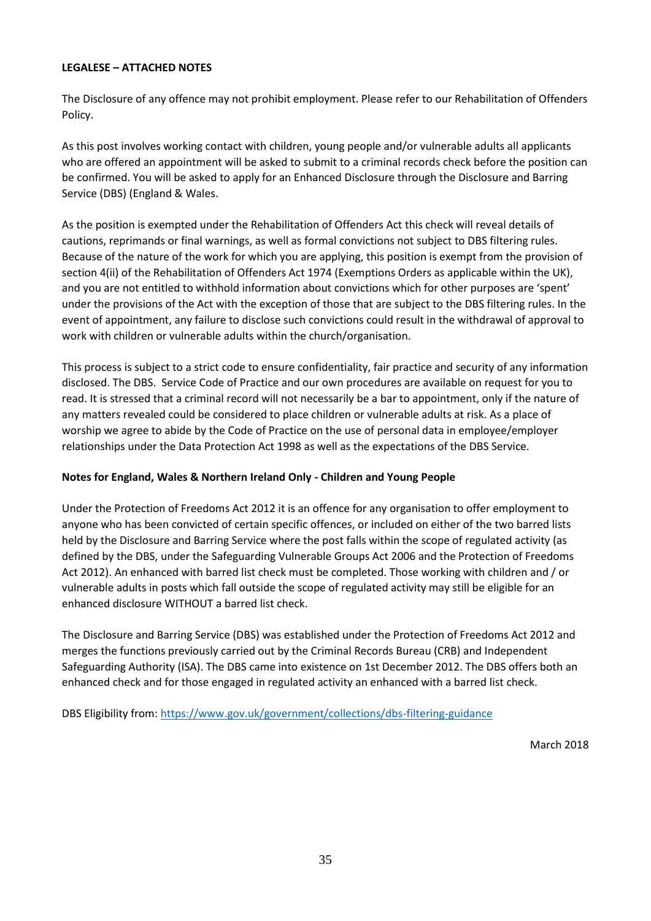**LEGALESE – ATTACHED NOTES**

The Disclosure of any offence may not prohibit employment. Please refer to our Rehabilitation of Offenders Policy.

As this post involves working contact with children, young people and/or vulnerable adults all applicants who are offered an appointment will be asked to submit to a criminal records check before the position can be confirmed. You will be asked to apply for an Enhanced Disclosure through the Disclosure and Barring Service (DBS) (England & Wales.

As the position is exempted under the Rehabilitation of Offenders Act this check will reveal details of cautions, reprimands or final warnings, as well as formal convictions not subject to DBS filtering rules. Because of the nature of the work for which you are applying, this position is exempt from the provision of section 4(ii) of the Rehabilitation of Offenders Act 1974 (Exemptions Orders as applicable within the UK), and you are not entitled to withhold information about convictions which for other purposes are 'spent' under the provisions of the Act with the exception of those that are subject to the DBS filtering rules. In the event of appointment, any failure to disclose such convictions could result in the withdrawal of approval to work with children or vulnerable adults within the church/organisation.

This process is subject to a strict code to ensure confidentiality, fair practice and security of any information disclosed. The DBS. Service Code of Practice and our own procedures are available on request for you to read. It is stressed that a criminal record will not necessarily be a bar to appointment, only if the nature of any matters revealed could be considered to place children or vulnerable adults at risk. As a place of worship we agree to abide by the Code of Practice on the use of personal data in employee/employer relationships under the Data Protection Act 1998 as well as the expectations of the DBS Service.

**Notes for England, Wales & Northern Ireland Only - Children and Young People**

Under the Protection of Freedoms Act 2012 it is an offence for any organisation to offer employment to anyone who has been convicted of certain specific offences, or included on either of the two barred lists held by the Disclosure and Barring Service where the post falls within the scope of regulated activity (as defined by the DBS, under the Safeguarding Vulnerable Groups Act 2006 and the Protection of Freedoms Act 2012). An enhanced with barred list check must be completed. Those working with children and / or vulnerable adults in posts which fall outside the scope of regulated activity may still be eligible for an enhanced disclosure WITHOUT a barred list check.

The Disclosure and Barring Service (DBS) was established under the Protection of Freedoms Act 2012 and merges the functions previously carried out by the Criminal Records Bureau (CRB) and Independent Safeguarding Authority (ISA). The DBS came into existence on 1st December 2012. The DBS offers both an enhanced check and for those engaged in regulated activity an enhanced with a barred list check.

DBS Eligibility from: https://www.gov.uk/government/collections/dbs-filtering-guidance

March 2018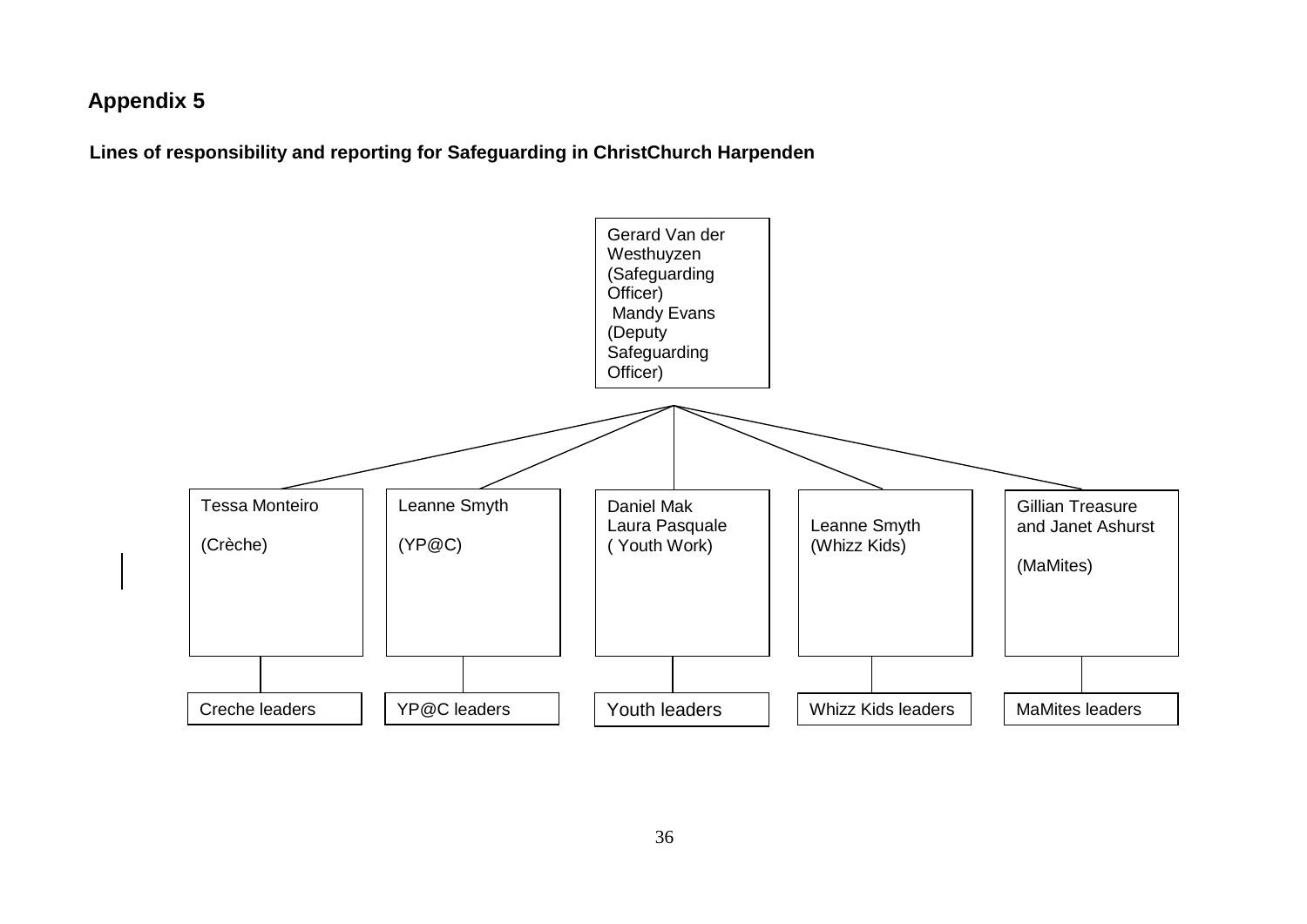## Appendix 5

**Lines of responsibility and reporting for Safeguarding in ChristChurch Harpenden**

Gerard Van der Westhuyzen (Safeguarding Officer)
Mandy Evans (Deputy Safeguarding Officer)

- Tessa Monteiro (Crèche)
  - Creche leaders
- Leanne Smyth (YP@C)
  - YP@C leaders
- Daniel Mak, Laura Pasquale ( Youth Work)
  - Youth leaders
- Leanne Smyth (Whizz Kids)
  - Whizz Kids leaders
- Gillian Treasure and Janet Ashurst (MaMites)
  - MaMites leaders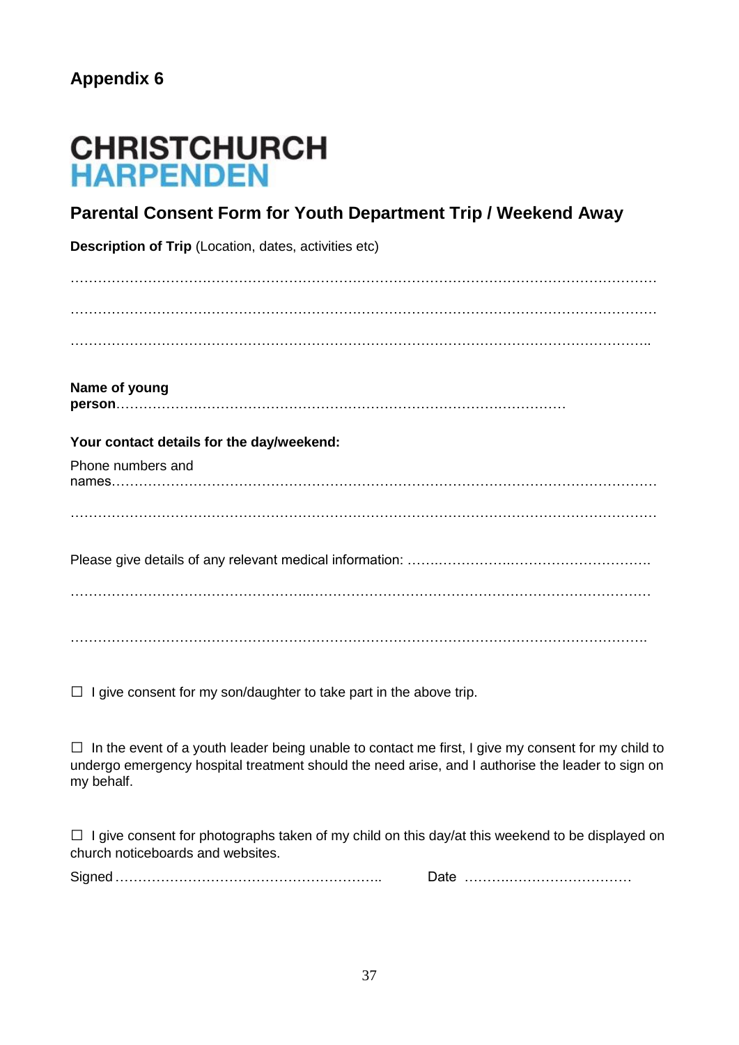**Appendix 6**

# CHRISTCHURCH HARPENDEN

## Parental Consent Form for Youth Department Trip / Weekend Away

**Description of Trip** (Location, dates, activities etc)

…………………………………………………………………………………………………………………

…………………………………………………………………………………………………………………

………………………………………………………………………………………………………………..

**Name of young person**……………………………………………………………………………………

**Your contact details for the day/weekend:**

Phone numbers and names……………………………………………………………………………………………………

…………………………………………………………………………………………………………………

Please give details of any relevant medical information: ……..……………..………………………….

……………………………………………..……………………………………………………………………

……………………………………………………………………………………………………………….

☐ I give consent for my son/daughter to take part in the above trip.

☐ In the event of a youth leader being unable to contact me first, I give my consent for my child to undergo emergency hospital treatment should the need arise, and I authorise the leader to sign on my behalf.

☐ I give consent for photographs taken of my child on this day/at this weekend to be displayed on church noticeboards and websites.

Signed…………………………………………………..     Date ……..……………………….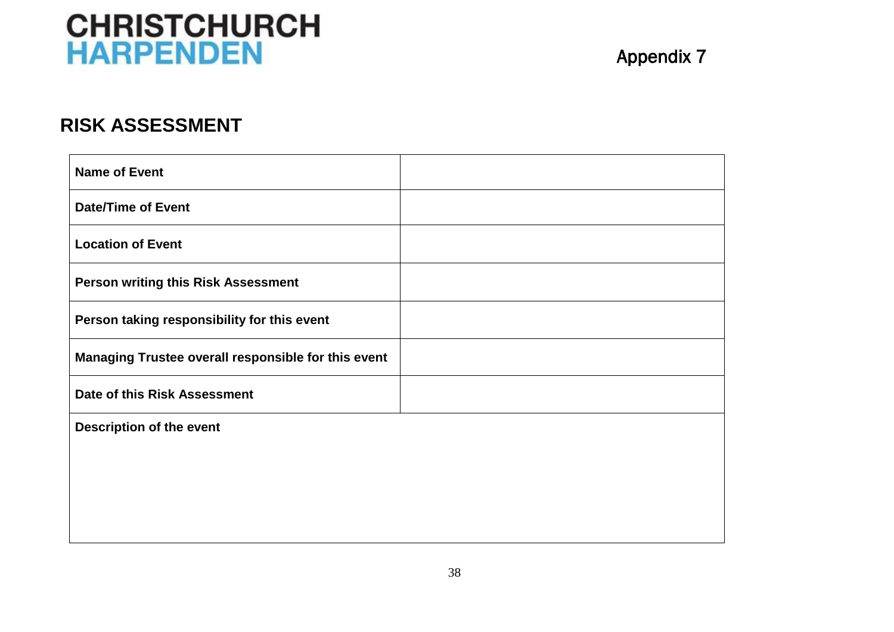CHRISTCHURCH
HARPENDEN

Appendix 7

## RISK ASSESSMENT

| | |
|---|---|
| **Name of Event** | |
| **Date/Time of Event** | |
| **Location of Event** | |
| **Person writing this Risk Assessment** | |
| **Person taking responsibility for this event** | |
| **Managing Trustee overall responsible for this event** | |
| **Date of this Risk Assessment** | |
| **Description of the event** | |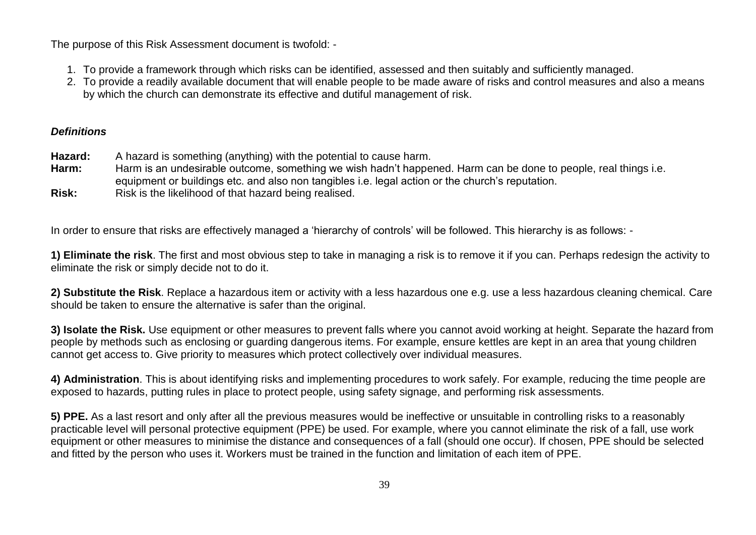The purpose of this Risk Assessment document is twofold: -

1. To provide a framework through which risks can be identified, assessed and then suitably and sufficiently managed.
2. To provide a readily available document that will enable people to be made aware of risks and control measures and also a means by which the church can demonstrate its effective and dutiful management of risk.

***Definitions***

**Hazard:** A hazard is something (anything) with the potential to cause harm.
**Harm:** Harm is an undesirable outcome, something we wish hadn't happened. Harm can be done to people, real things i.e. equipment or buildings etc. and also non tangibles i.e. legal action or the church's reputation.
**Risk:** Risk is the likelihood of that hazard being realised.

In order to ensure that risks are effectively managed a 'hierarchy of controls' will be followed. This hierarchy is as follows: -

**1) Eliminate the risk**. The first and most obvious step to take in managing a risk is to remove it if you can. Perhaps redesign the activity to eliminate the risk or simply decide not to do it.

**2) Substitute the Risk**. Replace a hazardous item or activity with a less hazardous one e.g. use a less hazardous cleaning chemical. Care should be taken to ensure the alternative is safer than the original.

**3) Isolate the Risk.** Use equipment or other measures to prevent falls where you cannot avoid working at height. Separate the hazard from people by methods such as enclosing or guarding dangerous items. For example, ensure kettles are kept in an area that young children cannot get access to. Give priority to measures which protect collectively over individual measures.

**4) Administration**. This is about identifying risks and implementing procedures to work safely. For example, reducing the time people are exposed to hazards, putting rules in place to protect people, using safety signage, and performing risk assessments.

**5) PPE.** As a last resort and only after all the previous measures would be ineffective or unsuitable in controlling risks to a reasonably practicable level will personal protective equipment (PPE) be used. For example, where you cannot eliminate the risk of a fall, use work equipment or other measures to minimise the distance and consequences of a fall (should one occur). If chosen, PPE should be selected and fitted by the person who uses it. Workers must be trained in the function and limitation of each item of PPE.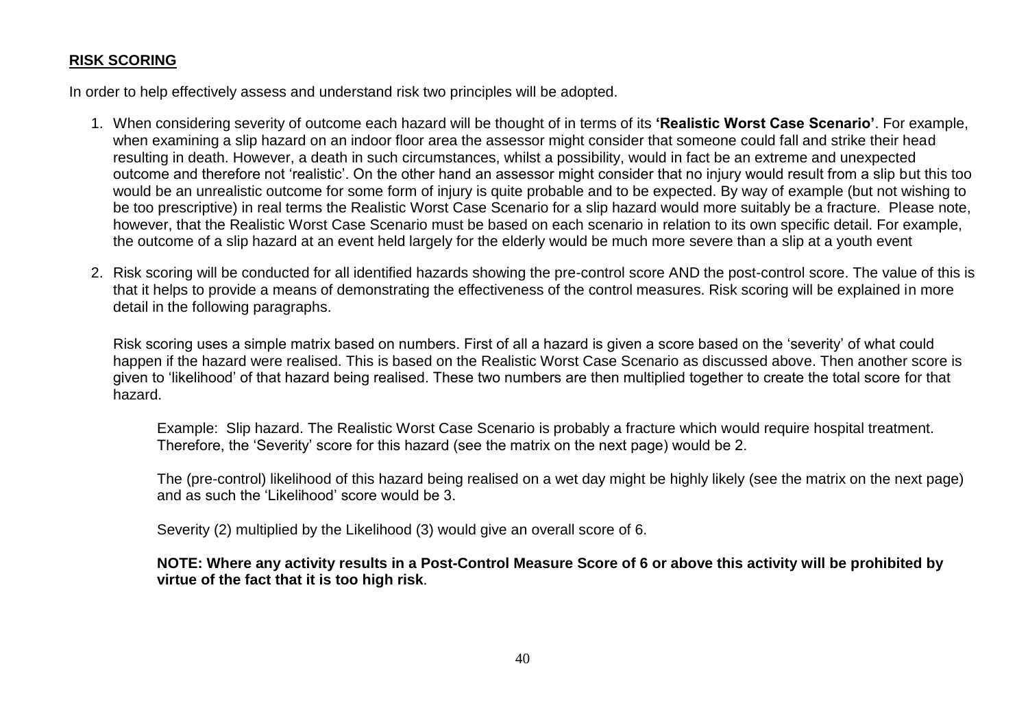**RISK SCORING**

In order to help effectively assess and understand risk two principles will be adopted.

1. When considering severity of outcome each hazard will be thought of in terms of its **'Realistic Worst Case Scenario'**. For example, when examining a slip hazard on an indoor floor area the assessor might consider that someone could fall and strike their head resulting in death. However, a death in such circumstances, whilst a possibility, would in fact be an extreme and unexpected outcome and therefore not 'realistic'. On the other hand an assessor might consider that no injury would result from a slip but this too would be an unrealistic outcome for some form of injury is quite probable and to be expected. By way of example (but not wishing to be too prescriptive) in real terms the Realistic Worst Case Scenario for a slip hazard would more suitably be a fracture. Please note, however, that the Realistic Worst Case Scenario must be based on each scenario in relation to its own specific detail. For example, the outcome of a slip hazard at an event held largely for the elderly would be much more severe than a slip at a youth event

2. Risk scoring will be conducted for all identified hazards showing the pre-control score AND the post-control score. The value of this is that it helps to provide a means of demonstrating the effectiveness of the control measures. Risk scoring will be explained in more detail in the following paragraphs.

   Risk scoring uses a simple matrix based on numbers. First of all a hazard is given a score based on the 'severity' of what could happen if the hazard were realised. This is based on the Realistic Worst Case Scenario as discussed above. Then another score is given to 'likelihood' of that hazard being realised. These two numbers are then multiplied together to create the total score for that hazard.

   Example: Slip hazard. The Realistic Worst Case Scenario is probably a fracture which would require hospital treatment. Therefore, the 'Severity' score for this hazard (see the matrix on the next page) would be 2.

   The (pre-control) likelihood of this hazard being realised on a wet day might be highly likely (see the matrix on the next page) and as such the 'Likelihood' score would be 3.

   Severity (2) multiplied by the Likelihood (3) would give an overall score of 6.

   **NOTE: Where any activity results in a Post-Control Measure Score of 6 or above this activity will be prohibited by virtue of the fact that it is too high risk**.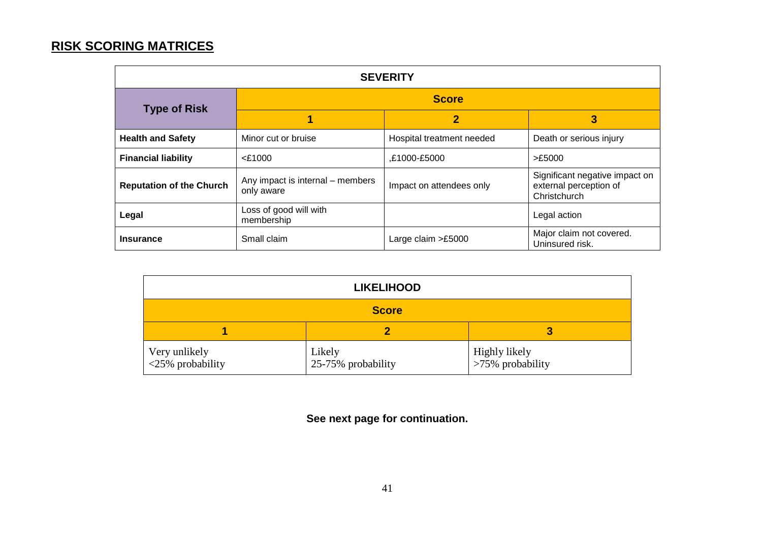## RISK SCORING MATRICES

| SEVERITY | | | |
|---|---|---|---|
| **Type of Risk** | **Score** | | |
| | **1** | **2** | **3** |
| **Health and Safety** | Minor cut or bruise | Hospital treatment needed | Death or serious injury |
| **Financial liability** | <£1000 | ,£1000-£5000 | >£5000 |
| **Reputation of the Church** | Any impact is internal – members only aware | Impact on attendees only | Significant negative impact on external perception of Christchurch |
| **Legal** | Loss of good will with membership | | Legal action |
| **Insurance** | Small claim | Large claim >£5000 | Major claim not covered. Uninsured risk. |

| LIKELIHOOD | | |
|---|---|---|
| **Score** | | |
| **1** | **2** | **3** |
| Very unlikely <25% probability | Likely 25-75% probability | Highly likely >75% probability |

**See next page for continuation.**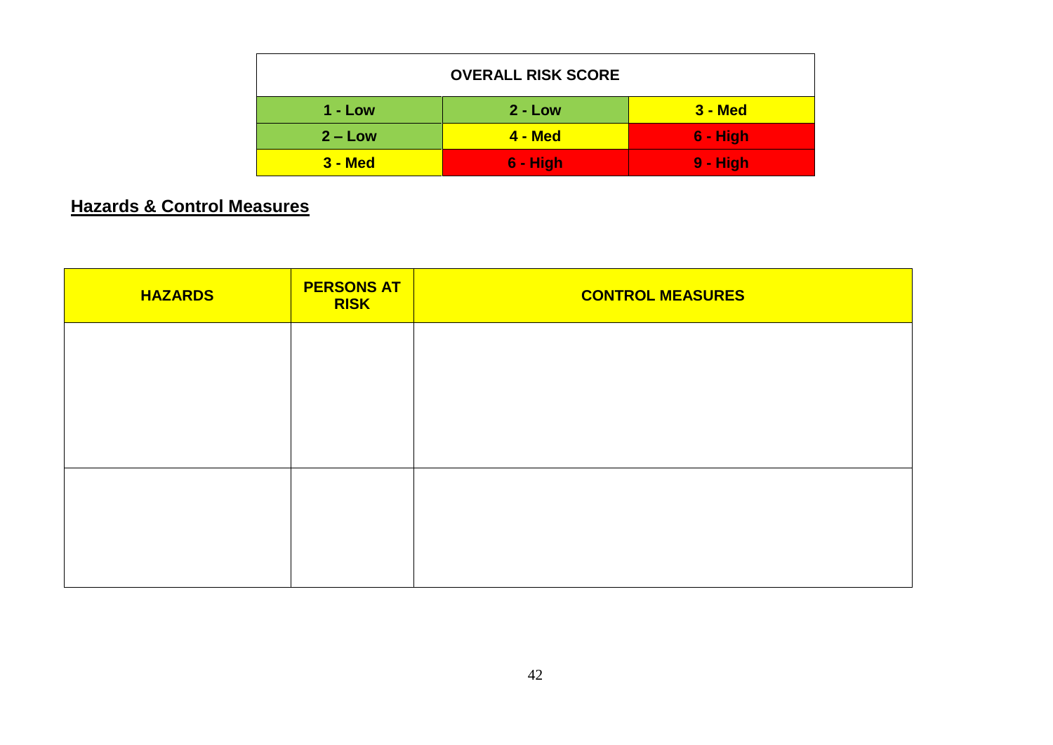| OVERALL RISK SCORE | | |
|---|---|---|
| 1 - Low | 2 - Low | 3 - Med |
| 2 – Low | 4 - Med | 6 - High |
| 3 - Med | 6 - High | 9 - High |

## Hazards & Control Measures

| HAZARDS | PERSONS AT RISK | CONTROL MEASURES |
|---|---|---|
| | | |
| | | |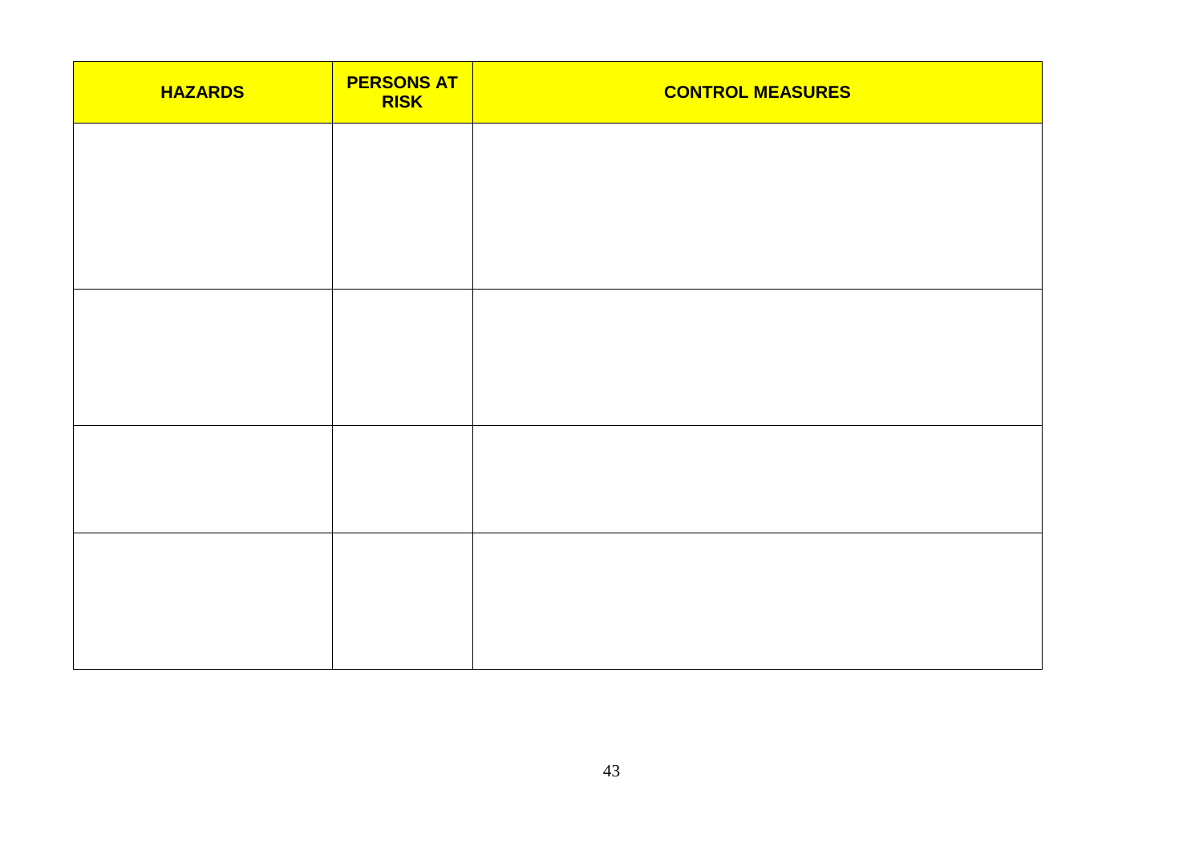| HAZARDS | PERSONS AT RISK | CONTROL MEASURES |
| --- | --- | --- |
| | | |
| | | |
| | | |
| | | |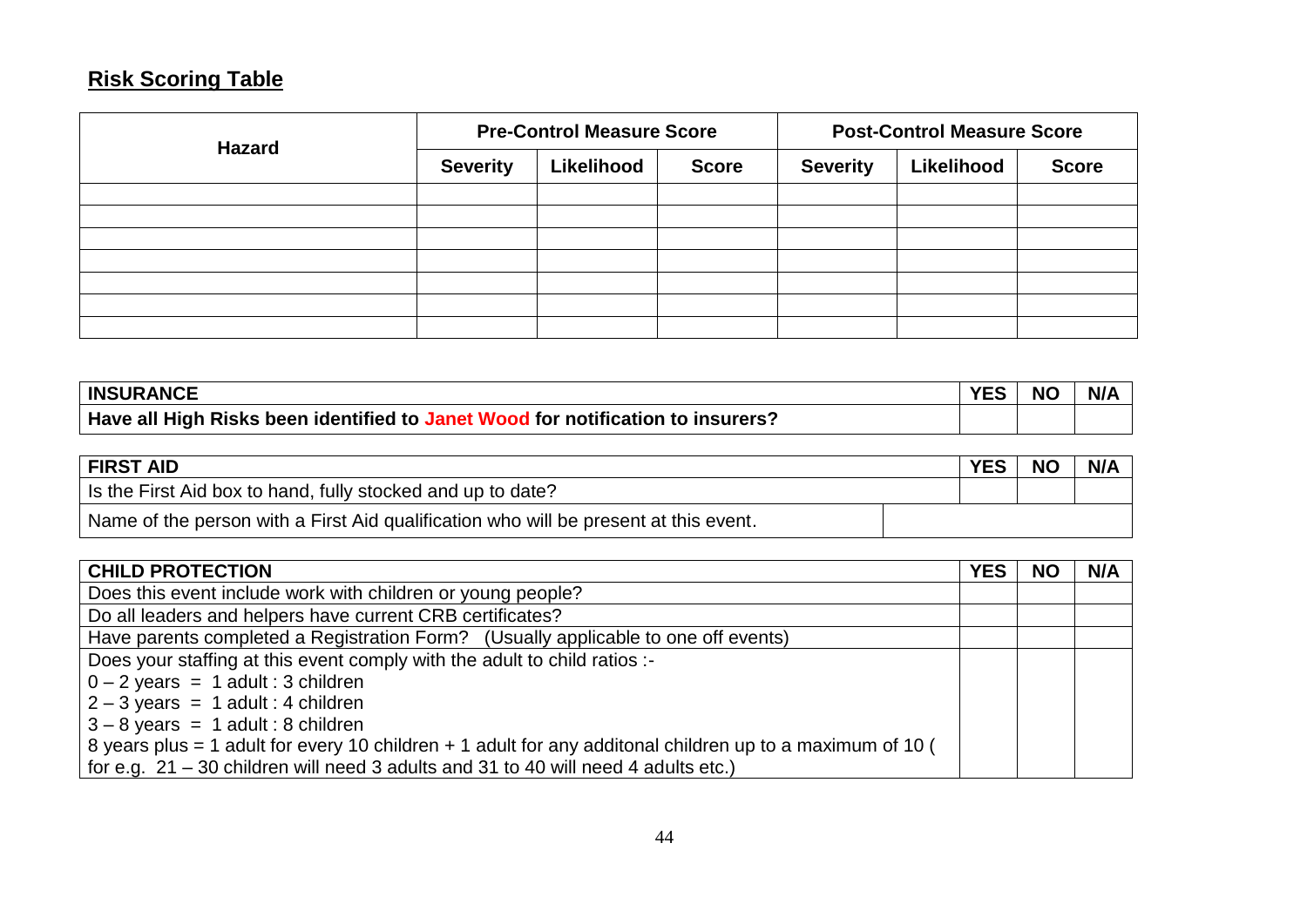## **Risk Scoring Table**

| Hazard | Pre-Control Measure Score | | | Post-Control Measure Score | | |
|---|---|---|---|---|---|---|
| | **Severity** | **Likelihood** | **Score** | **Severity** | **Likelihood** | **Score** |
| | | | | | | |
| | | | | | | |
| | | | | | | |
| | | | | | | |
| | | | | | | |
| | | | | | | |
| | | | | | | |

| **INSURANCE** | **YES** | **NO** | **N/A** |
|---|---|---|---|
| **Have all High Risks been identified to Janet Wood for notification to insurers?** | | | |

| **FIRST AID** | **YES** | **NO** | **N/A** |
|---|---|---|---|
| Is the First Aid box to hand, fully stocked and up to date? | | | |
| Name of the person with a First Aid qualification who will be present at this event. | | | |

| **CHILD PROTECTION** | **YES** | **NO** | **N/A** |
|---|---|---|---|
| Does this event include work with children or young people? | | | |
| Do all leaders and helpers have current CRB certificates? | | | |
| Have parents completed a Registration Form? (Usually applicable to one off events) | | | |
| Does your staffing at this event comply with the adult to child ratios :-<br>0 – 2 years = 1 adult : 3 children<br>2 – 3 years = 1 adult : 4 children<br>3 – 8 years = 1 adult : 8 children<br>8 years plus = 1 adult for every 10 children + 1 adult for any additonal children up to a maximum of 10 ( for e.g. 21 – 30 children will need 3 adults and 31 to 40 will need 4 adults etc.) | | | |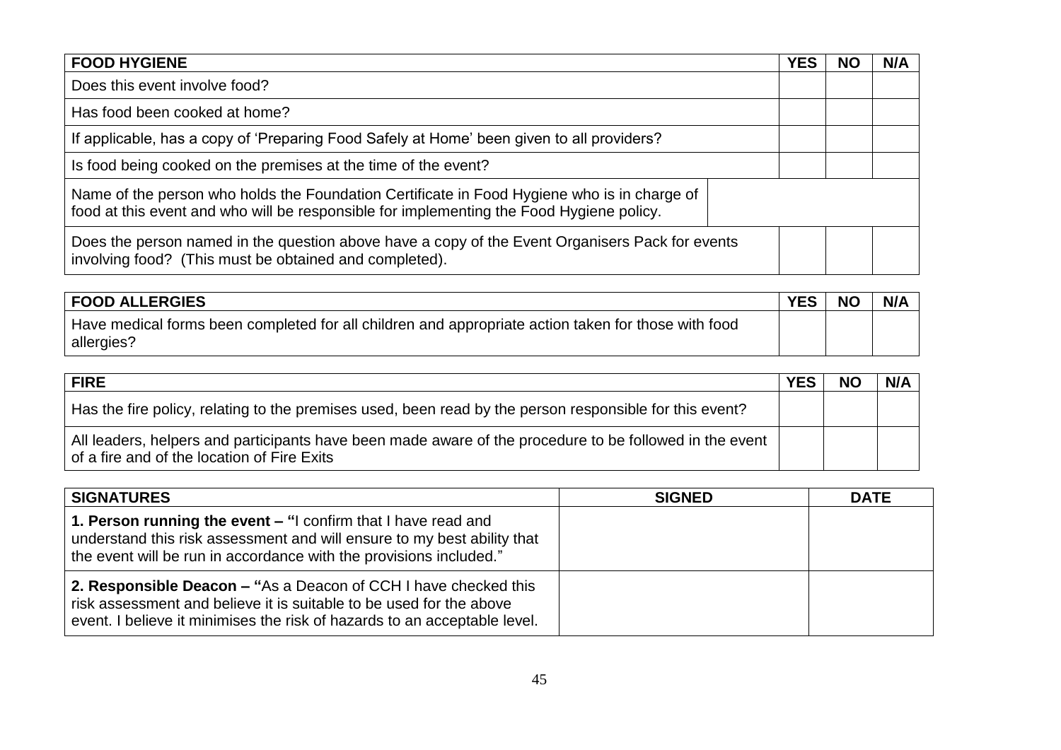| FOOD HYGIENE | YES | NO | N/A |
|---|---|---|---|
| Does this event involve food? | | | |
| Has food been cooked at home? | | | |
| If applicable, has a copy of 'Preparing Food Safely at Home' been given to all providers? | | | |
| Is food being cooked on the premises at the time of the event? | | | |
| Name of the person who holds the Foundation Certificate in Food Hygiene who is in charge of food at this event and who will be responsible for implementing the Food Hygiene policy. | | | |
| Does the person named in the question above have a copy of the Event Organisers Pack for events involving food? (This must be obtained and completed). | | | |

| FOOD ALLERGIES | YES | NO | N/A |
|---|---|---|---|
| Have medical forms been completed for all children and appropriate action taken for those with food allergies? | | | |

| FIRE | YES | NO | N/A |
|---|---|---|---|
| Has the fire policy, relating to the premises used, been read by the person responsible for this event? | | | |
| All leaders, helpers and participants have been made aware of the procedure to be followed in the event of a fire and of the location of Fire Exits | | | |

| SIGNATURES | SIGNED | DATE |
|---|---|---|
| **1. Person running the event – "**I confirm that I have read and understand this risk assessment and will ensure to my best ability that the event will be run in accordance with the provisions included." | | |
| **2. Responsible Deacon – "**As a Deacon of CCH I have checked this risk assessment and believe it is suitable to be used for the above event. I believe it minimises the risk of hazards to an acceptable level. | | |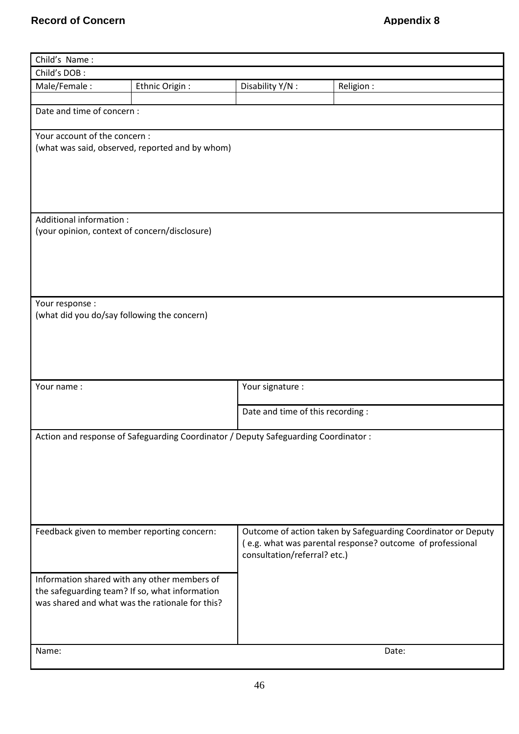# Record of Concern

**Appendix 8**

| Child's Name : | | | |
|---|---|---|---|
| Child's DOB : | | | |
| Male/Female : | Ethnic Origin : | Disability Y/N : | Religion : |
| | | | |
| Date and time of concern : | | | |
| Your account of the concern :<br>(what was said, observed, reported and by whom) | | | |
| Additional information :<br>(your opinion, context of concern/disclosure) | | | |
| Your response :<br>(what did you do/say following the concern) | | | |
| Your name : | | Your signature : | |
| | | Date and time of this recording : | |
| Action and response of Safeguarding Coordinator / Deputy Safeguarding Coordinator : | | | |
| Feedback given to member reporting concern: | | Outcome of action taken by Safeguarding Coordinator or Deputy<br>( e.g. what was parental response? outcome of professional consultation/referral? etc.) | |
| Information shared with any other members of the safeguarding team? If so, what information was shared and what was the rationale for this? | | | |
| Name: | | Date: | |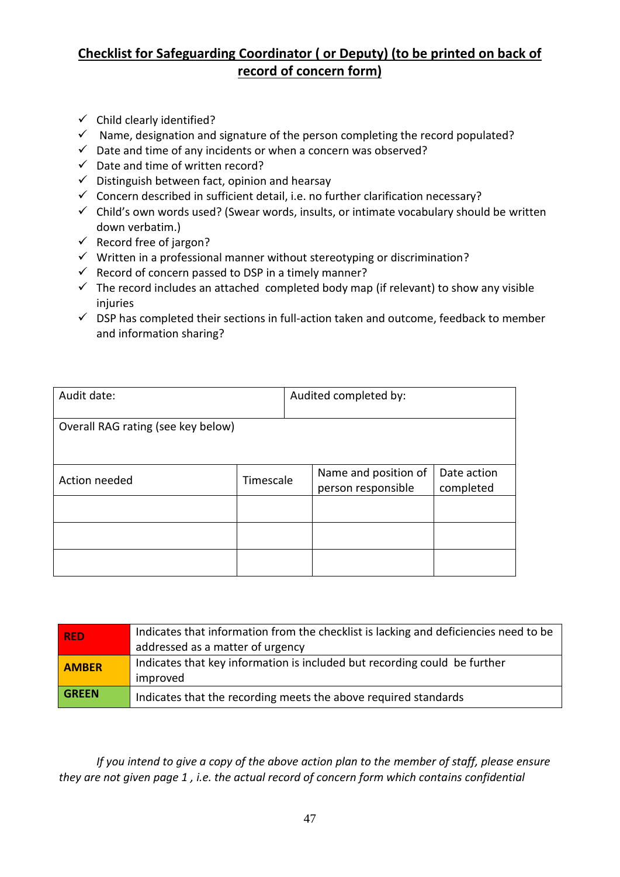**Checklist for Safeguarding Coordinator ( or Deputy) (to be printed on back of record of concern form)**

- ✓ Child clearly identified?
- ✓ Name, designation and signature of the person completing the record populated?
- ✓ Date and time of any incidents or when a concern was observed?
- ✓ Date and time of written record?
- ✓ Distinguish between fact, opinion and hearsay
- ✓ Concern described in sufficient detail, i.e. no further clarification necessary?
- ✓ Child's own words used? (Swear words, insults, or intimate vocabulary should be written down verbatim.)
- ✓ Record free of jargon?
- ✓ Written in a professional manner without stereotyping or discrimination?
- ✓ Record of concern passed to DSP in a timely manner?
- ✓ The record includes an attached completed body map (if relevant) to show any visible injuries
- ✓ DSP has completed their sections in full-action taken and outcome, feedback to member and information sharing?

| Audit date: | | Audited completed by: | |
|---|---|---|---|
| Overall RAG rating (see key below) | | | |
| Action needed | Timescale | Name and position of person responsible | Date action completed |
| | | | |
| | | | |
| | | | |

| | |
|---|---|
| **RED** | Indicates that information from the checklist is lacking and deficiencies need to be addressed as a matter of urgency |
| **AMBER** | Indicates that key information is included but recording could be further improved |
| **GREEN** | Indicates that the recording meets the above required standards |

*If you intend to give a copy of the above action plan to the member of staff, please ensure they are not given page 1 , i.e. the actual record of concern form which contains confidential*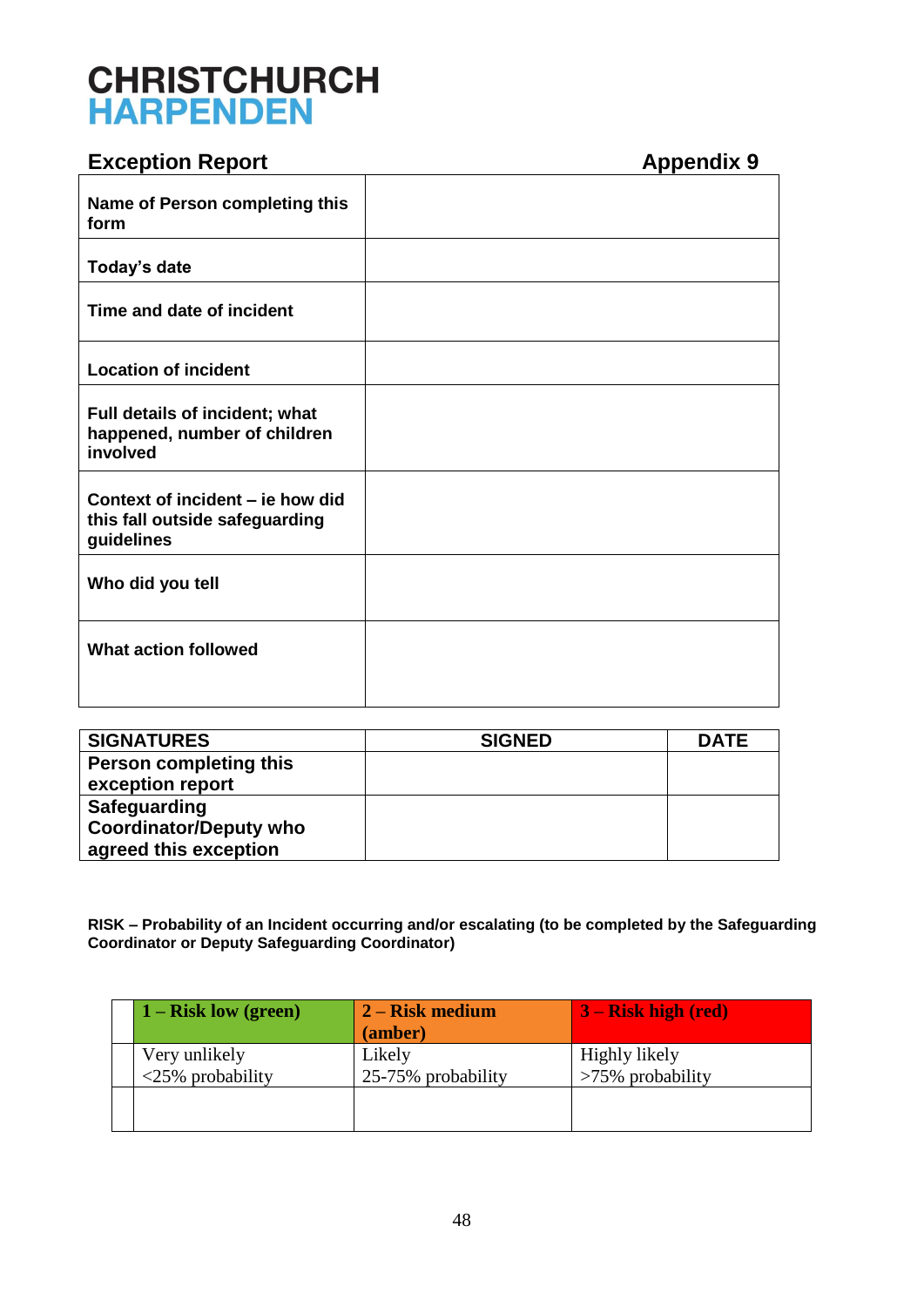# CHRISTCHURCH
# HARPENDEN

## Exception Report

**Appendix 9**

| | |
|---|---|
| **Name of Person completing this form** | |
| **Today's date** | |
| **Time and date of incident** | |
| **Location of incident** | |
| **Full details of incident; what happened, number of children involved** | |
| **Context of incident – ie how did this fall outside safeguarding guidelines** | |
| **Who did you tell** | |
| **What action followed** | |

| SIGNATURES | SIGNED | DATE |
|---|---|---|
| **Person completing this exception report** | | |
| **Safeguarding Coordinator/Deputy who agreed this exception** | | |

**RISK – Probability of an Incident occurring and/or escalating (to be completed by the Safeguarding Coordinator or Deputy Safeguarding Coordinator)**

| | 1 – Risk low (green) | 2 – Risk medium (amber) | 3 – Risk high (red) |
|---|---|---|---|
| | Very unlikely <25% probability | Likely 25-75% probability | Highly likely >75% probability |
| | | | |